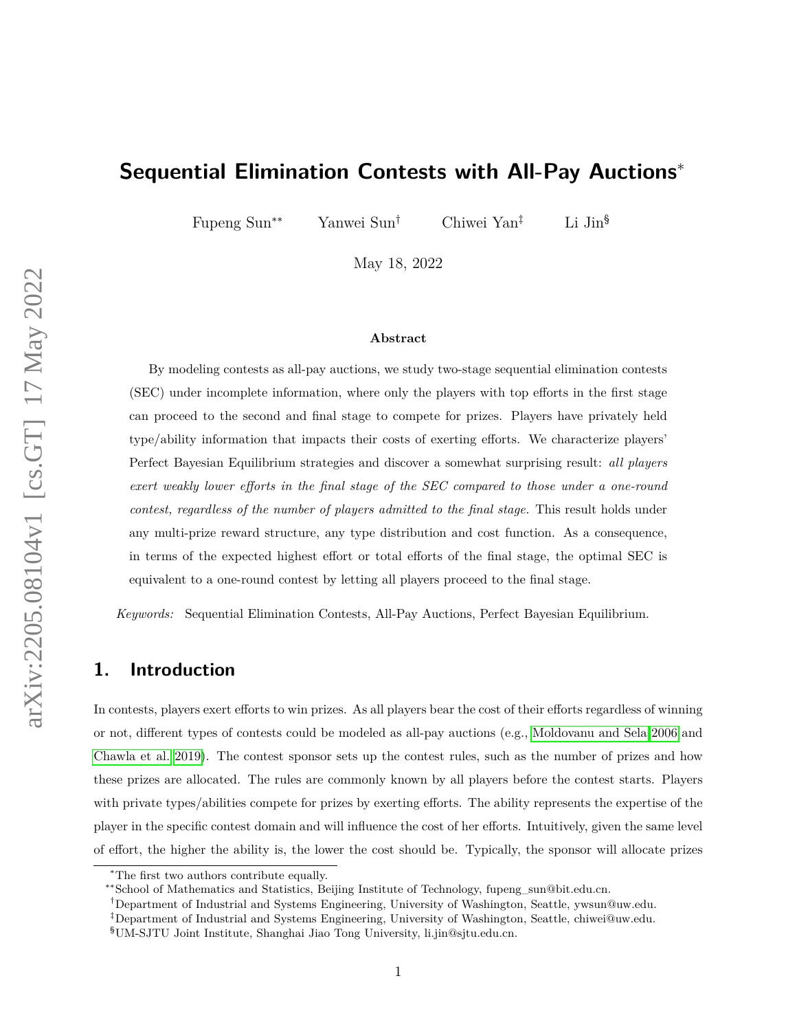# Sequential Elimination Contests with All-Pay Auctions[*]

Fupeng Sun[**] Yanwei Sun[†] Chiwei Yan[‡] Li Jin[§]

May 18, 2022

**Abstract**

By modeling contests as all-pay auctions, we study two-stage sequential elimination contests (SEC) under incomplete information, where only the players with top efforts in the first stage can proceed to the second and final stage to compete for prizes. Players have privately held type/ability information that impacts their costs of exerting efforts. We characterize players' Perfect Bayesian Equilibrium strategies and discover a somewhat surprising result: *all players exert weakly lower efforts in the final stage of the SEC compared to those under a one-round contest, regardless of the number of players admitted to the final stage.* This result holds under any multi-prize reward structure, any type distribution and cost function. As a consequence, in terms of the expected highest effort or total efforts of the final stage, the optimal SEC is equivalent to a one-round contest by letting all players proceed to the final stage.

*Keywords:* Sequential Elimination Contests, All-Pay Auctions, Perfect Bayesian Equilibrium.

## 1. Introduction

In contests, players exert efforts to win prizes. As all players bear the cost of their efforts regardless of winning or not, different types of contests could be modeled as all-pay auctions (e.g., Moldovanu and Sela 2006 and Chawla et al. 2019). The contest sponsor sets up the contest rules, such as the number of prizes and how these prizes are allocated. The rules are commonly known by all players before the contest starts. Players with private types/abilities compete for prizes by exerting efforts. The ability represents the expertise of the player in the specific contest domain and will influence the cost of her efforts. Intuitively, given the same level of effort, the higher the ability is, the lower the cost should be. Typically, the sponsor will allocate prizes

---

[*] The first two authors contribute equally.

[**] School of Mathematics and Statistics, Beijing Institute of Technology, fupeng_sun@bit.edu.cn.

[†] Department of Industrial and Systems Engineering, University of Washington, Seattle, ywsun@uw.edu.

[‡] Department of Industrial and Systems Engineering, University of Washington, Seattle, chiwei@uw.edu.

[§] UM-SJTU Joint Institute, Shanghai Jiao Tong University, li.jin@sjtu.edu.cn.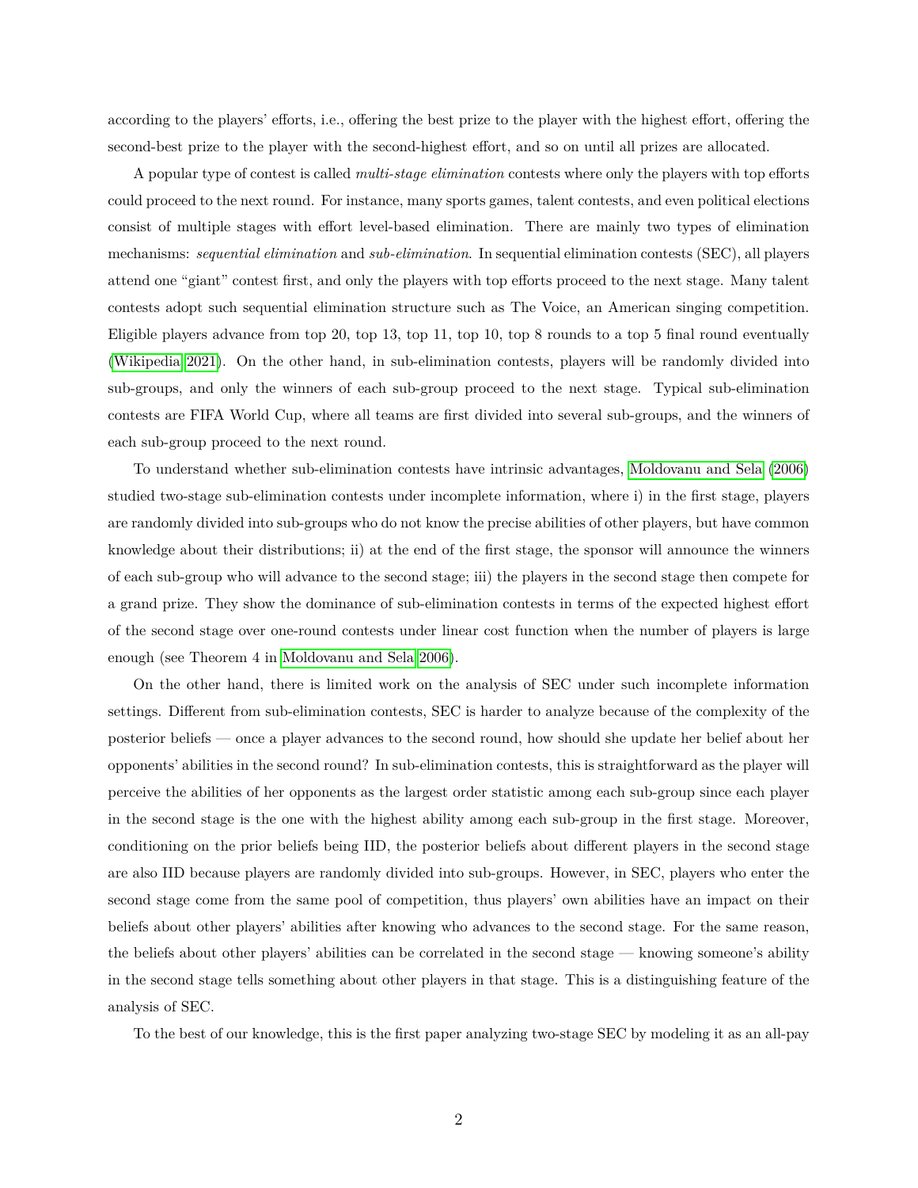according to the players' efforts, i.e., offering the best prize to the player with the highest effort, offering the second-best prize to the player with the second-highest effort, and so on until all prizes are allocated.

A popular type of contest is called *multi-stage elimination* contests where only the players with top efforts could proceed to the next round. For instance, many sports games, talent contests, and even political elections consist of multiple stages with effort level-based elimination. There are mainly two types of elimination mechanisms: *sequential elimination* and *sub-elimination*. In sequential elimination contests (SEC), all players attend one "giant" contest first, and only the players with top efforts proceed to the next stage. Many talent contests adopt such sequential elimination structure such as The Voice, an American singing competition. Eligible players advance from top 20, top 13, top 11, top 10, top 8 rounds to a top 5 final round eventually (Wikipedia 2021). On the other hand, in sub-elimination contests, players will be randomly divided into sub-groups, and only the winners of each sub-group proceed to the next stage. Typical sub-elimination contests are FIFA World Cup, where all teams are first divided into several sub-groups, and the winners of each sub-group proceed to the next round.

To understand whether sub-elimination contests have intrinsic advantages, Moldovanu and Sela (2006) studied two-stage sub-elimination contests under incomplete information, where i) in the first stage, players are randomly divided into sub-groups who do not know the precise abilities of other players, but have common knowledge about their distributions; ii) at the end of the first stage, the sponsor will announce the winners of each sub-group who will advance to the second stage; iii) the players in the second stage then compete for a grand prize. They show the dominance of sub-elimination contests in terms of the expected highest effort of the second stage over one-round contests under linear cost function when the number of players is large enough (see Theorem 4 in Moldovanu and Sela 2006).

On the other hand, there is limited work on the analysis of SEC under such incomplete information settings. Different from sub-elimination contests, SEC is harder to analyze because of the complexity of the posterior beliefs — once a player advances to the second round, how should she update her belief about her opponents' abilities in the second round? In sub-elimination contests, this is straightforward as the player will perceive the abilities of her opponents as the largest order statistic among each sub-group since each player in the second stage is the one with the highest ability among each sub-group in the first stage. Moreover, conditioning on the prior beliefs being IID, the posterior beliefs about different players in the second stage are also IID because players are randomly divided into sub-groups. However, in SEC, players who enter the second stage come from the same pool of competition, thus players' own abilities have an impact on their beliefs about other players' abilities after knowing who advances to the second stage. For the same reason, the beliefs about other players' abilities can be correlated in the second stage — knowing someone's ability in the second stage tells something about other players in that stage. This is a distinguishing feature of the analysis of SEC.

To the best of our knowledge, this is the first paper analyzing two-stage SEC by modeling it as an all-pay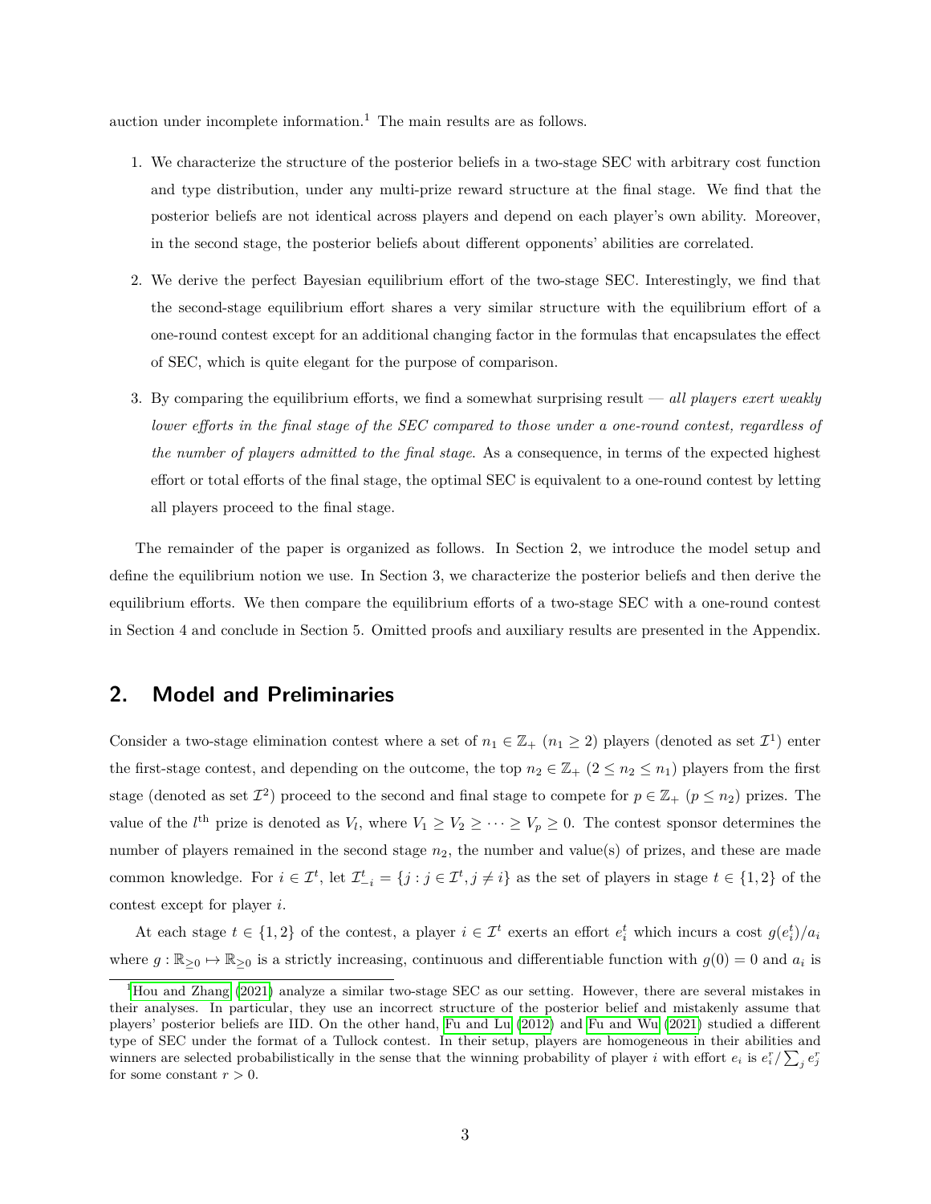auction under incomplete information.[1] The main results are as follows.

1. We characterize the structure of the posterior beliefs in a two-stage SEC with arbitrary cost function and type distribution, under any multi-prize reward structure at the final stage. We find that the posterior beliefs are not identical across players and depend on each player's own ability. Moreover, in the second stage, the posterior beliefs about different opponents' abilities are correlated.

2. We derive the perfect Bayesian equilibrium effort of the two-stage SEC. Interestingly, we find that the second-stage equilibrium effort shares a very similar structure with the equilibrium effort of a one-round contest except for an additional changing factor in the formulas that encapsulates the effect of SEC, which is quite elegant for the purpose of comparison.

3. By comparing the equilibrium efforts, we find a somewhat surprising result — *all players exert weakly lower efforts in the final stage of the SEC compared to those under a one-round contest, regardless of the number of players admitted to the final stage.* As a consequence, in terms of the expected highest effort or total efforts of the final stage, the optimal SEC is equivalent to a one-round contest by letting all players proceed to the final stage.

The remainder of the paper is organized as follows. In Section 2, we introduce the model setup and define the equilibrium notion we use. In Section 3, we characterize the posterior beliefs and then derive the equilibrium efforts. We then compare the equilibrium efforts of a two-stage SEC with a one-round contest in Section 4 and conclude in Section 5. Omitted proofs and auxiliary results are presented in the Appendix.

## 2. Model and Preliminaries

Consider a two-stage elimination contest where a set of $n_1 \in \mathbb{Z}_+$ ($n_1 \geq 2$) players (denoted as set $\mathcal{I}^1$) enter the first-stage contest, and depending on the outcome, the top $n_2 \in \mathbb{Z}_+$ ($2 \leq n_2 \leq n_1$) players from the first stage (denoted as set $\mathcal{I}^2$) proceed to the second and final stage to compete for $p \in \mathbb{Z}_+$ ($p \leq n_2$) prizes. The value of the $l^{\text{th}}$ prize is denoted as $V_l$, where $V_1 \geq V_2 \geq \cdots \geq V_p \geq 0$. The contest sponsor determines the number of players remained in the second stage $n_2$, the number and value(s) of prizes, and these are made common knowledge. For $i \in \mathcal{I}^t$, let $\mathcal{I}^t_{-i} = \{j : j \in \mathcal{I}^t, j \neq i\}$ as the set of players in stage $t \in \{1, 2\}$ of the contest except for player $i$.

At each stage $t \in \{1, 2\}$ of the contest, a player $i \in \mathcal{I}^t$ exerts an effort $e^t_i$ which incurs a cost $g(e^t_i)/a_i$ where $g : \mathbb{R}_{\geq 0} \mapsto \mathbb{R}_{\geq 0}$ is a strictly increasing, continuous and differentiable function with $g(0) = 0$ and $a_i$ is

[1] Hou and Zhang (2021) analyze a similar two-stage SEC as our setting. However, there are several mistakes in their analyses. In particular, they use an incorrect structure of the posterior belief and mistakenly assume that players' posterior beliefs are IID. On the other hand, Fu and Lu (2012) and Fu and Wu (2021) studied a different type of SEC under the format of a Tullock contest. In their setup, players are homogeneous in their abilities and winners are selected probabilistically in the sense that the winning probability of player $i$ with effort $e_i$ is $e_i^r / \sum_j e_j^r$ for some constant $r > 0$.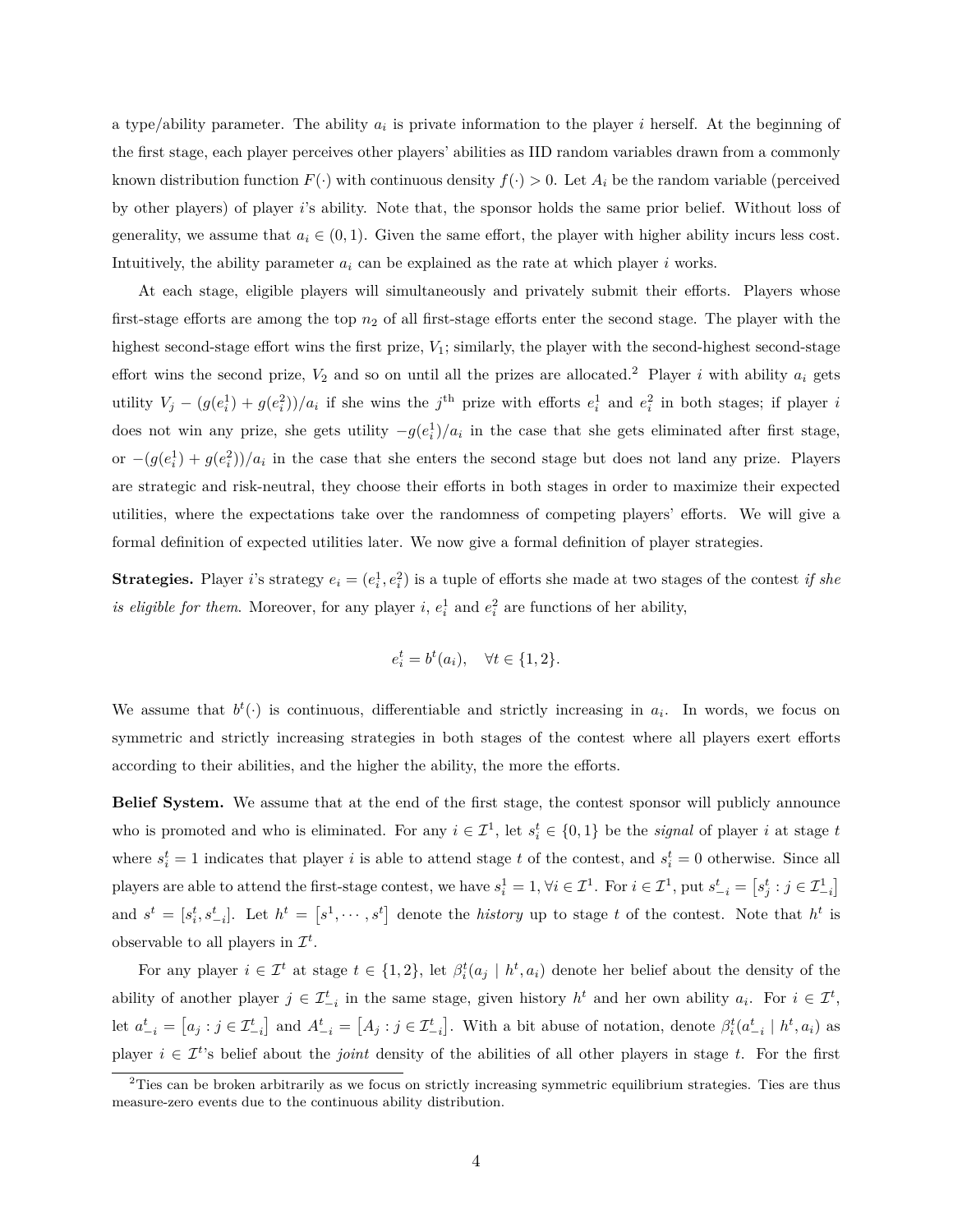a type/ability parameter. The ability $a_i$ is private information to the player $i$ herself. At the beginning of the first stage, each player perceives other players' abilities as IID random variables drawn from a commonly known distribution function $F(\cdot)$ with continuous density $f(\cdot) > 0$. Let $A_i$ be the random variable (perceived by other players) of player $i$'s ability. Note that, the sponsor holds the same prior belief. Without loss of generality, we assume that $a_i \in (0, 1)$. Given the same effort, the player with higher ability incurs less cost. Intuitively, the ability parameter $a_i$ can be explained as the rate at which player $i$ works.

At each stage, eligible players will simultaneously and privately submit their efforts. Players whose first-stage efforts are among the top $n_2$ of all first-stage efforts enter the second stage. The player with the highest second-stage effort wins the first prize, $V_1$; similarly, the player with the second-highest second-stage effort wins the second prize, $V_2$ and so on until all the prizes are allocated.[2] Player $i$ with ability $a_i$ gets utility $V_j - (g(e_i^1) + g(e_i^2))/a_i$ if she wins the $j^{\text{th}}$ prize with efforts $e_i^1$ and $e_i^2$ in both stages; if player $i$ does not win any prize, she gets utility $-g(e_i^1)/a_i$ in the case that she gets eliminated after first stage, or $-(g(e_i^1) + g(e_i^2))/a_i$ in the case that she enters the second stage but does not land any prize. Players are strategic and risk-neutral, they choose their efforts in both stages in order to maximize their expected utilities, where the expectations take over the randomness of competing players' efforts. We will give a formal definition of expected utilities later. We now give a formal definition of player strategies.

**Strategies.** Player $i$'s strategy $e_i = (e_i^1, e_i^2)$ is a tuple of efforts she made at two stages of the contest *if she is eligible for them*. Moreover, for any player $i$, $e_i^1$ and $e_i^2$ are functions of her ability,

$$e_i^t = b^t(a_i), \quad \forall t \in \{1, 2\}.$$

We assume that $b^t(\cdot)$ is continuous, differentiable and strictly increasing in $a_i$. In words, we focus on symmetric and strictly increasing strategies in both stages of the contest where all players exert efforts according to their abilities, and the higher the ability, the more the efforts.

**Belief System.** We assume that at the end of the first stage, the contest sponsor will publicly announce who is promoted and who is eliminated. For any $i \in \mathcal{I}^1$, let $s_i^t \in \{0, 1\}$ be the *signal* of player $i$ at stage $t$ where $s_i^t = 1$ indicates that player $i$ is able to attend stage $t$ of the contest, and $s_i^t = 0$ otherwise. Since all players are able to attend the first-stage contest, we have $s_i^1 = 1, \forall i \in \mathcal{I}^1$. For $i \in \mathcal{I}^1$, put $s_{-i}^t = \left[s_j^t : j \in \mathcal{I}_{-i}^1\right]$ and $s^t = [s_i^t, s_{-i}^t]$. Let $h^t = \left[s^1, \cdots, s^t\right]$ denote the *history* up to stage $t$ of the contest. Note that $h^t$ is observable to all players in $\mathcal{I}^t$.

For any player $i \in \mathcal{I}^t$ at stage $t \in \{1, 2\}$, let $\beta_i^t(a_j \mid h^t, a_i)$ denote her belief about the density of the ability of another player $j \in \mathcal{I}_{-i}^t$ in the same stage, given history $h^t$ and her own ability $a_i$. For $i \in \mathcal{I}^t$, let $a_{-i}^t = \left[a_j : j \in \mathcal{I}_{-i}^t\right]$ and $A_{-i}^t = \left[A_j : j \in \mathcal{I}_{-i}^t\right]$. With a bit abuse of notation, denote $\beta_i^t(a_{-i}^t \mid h^t, a_i)$ as player $i \in \mathcal{I}^t$'s belief about the *joint* density of the abilities of all other players in stage $t$. For the first

[2] Ties can be broken arbitrarily as we focus on strictly increasing symmetric equilibrium strategies. Ties are thus measure-zero events due to the continuous ability distribution.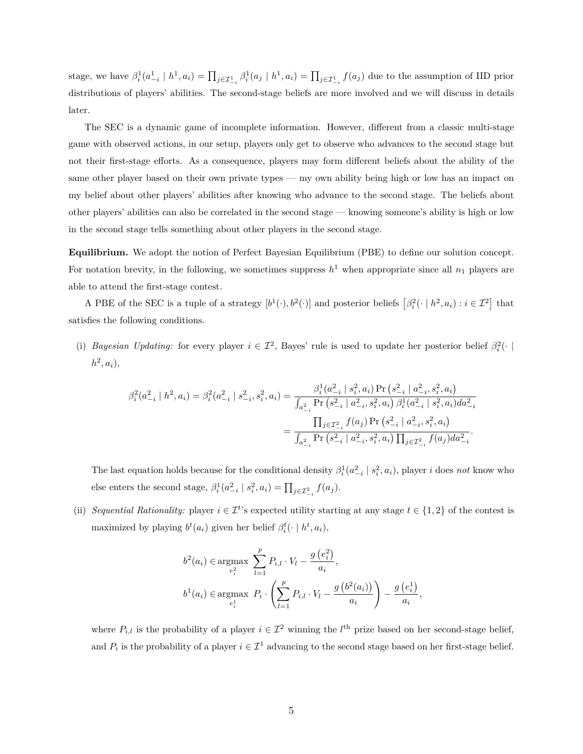stage, we have $\beta_i^1(a_{-i}^1 \mid h^1, a_i) = \prod_{j \in \mathcal{I}_{-i}^1} \beta_i^1(a_j \mid h^1, a_i) = \prod_{j \in \mathcal{I}_{-i}^1} f(a_j)$ due to the assumption of IID prior distributions of players' abilities. The second-stage beliefs are more involved and we will discuss in details later.

The SEC is a dynamic game of incomplete information. However, different from a classic multi-stage game with observed actions, in our setup, players only get to observe who advances to the second stage but not their first-stage efforts. As a consequence, players may form different beliefs about the ability of the same other player based on their own private types — my own ability being high or low has an impact on my belief about other players' abilities after knowing who advance to the second stage. The beliefs about other players' abilities can also be correlated in the second stage — knowing someone's ability is high or low in the second stage tells something about other players in the second stage.

**Equilibrium.** We adopt the notion of Perfect Bayesian Equilibrium (PBE) to define our solution concept. For notation brevity, in the following, we sometimes suppress $h^1$ when appropriate since all $n_1$ players are able to attend the first-stage contest.

A PBE of the SEC is a tuple of a strategy $[b^1(\cdot), b^2(\cdot)]$ and posterior beliefs $\left[\beta_i^2(\cdot \mid h^2, a_i) : i \in \mathcal{I}^2\right]$ that satisfies the following conditions.

(i) *Bayesian Updating:* for every player $i \in \mathcal{I}^2$, Bayes' rule is used to update her posterior belief $\beta_i^2(\cdot \mid h^2, a_i)$,

$$
\begin{aligned}
\beta_i^2(a_{-i}^2 \mid h^2, a_i) = \beta_i^2(a_{-i}^2 \mid s_{-i}^2, s_i^2, a_i) &= \frac{\beta_i^1(a_{-i}^2 \mid s_i^2, a_i) \Pr\left(s_{-i}^2 \mid a_{-i}^2, s_i^2, a_i\right)}{\int_{a_{-i}^2} \Pr\left(s_{-i}^2 \mid a_{-i}^2, s_i^2, a_i\right) \beta_i^1(a_{-i}^2 \mid s_i^2, a_i) da_{-i}^2} \\
&= \frac{\prod_{j \in \mathcal{I}_{-i}^2} f(a_j) \Pr\left(s_{-i}^2 \mid a_{-i}^2, s_i^2, a_i\right)}{\int_{a_{-i}^2} \Pr\left(s_{-i}^2 \mid a_{-i}^2, s_i^2, a_i\right) \prod_{j \in \mathcal{I}_{-i}^2} f(a_j) da_{-i}^2}.
\end{aligned}
$$

The last equation holds because for the conditional density $\beta_i^1(a_{-i}^2 \mid s_i^2, a_i)$, player $i$ does *not* know who else enters the second stage, $\beta_i^1(a_{-i}^2 \mid s_i^2, a_i) = \prod_{j \in \mathcal{I}_{-i}^2} f(a_j)$.

(ii) *Sequential Rationality:* player $i \in \mathcal{I}^t$'s expected utility starting at any stage $t \in \{1, 2\}$ of the contest is maximized by playing $b^t(a_i)$ given her belief $\beta_i^t(\cdot \mid h^t, a_i)$,

$$
\begin{aligned}
b^2(a_i) &\in \underset{e_i^2}{\operatorname{argmax}} \sum_{l=1}^{p} P_{i,l} \cdot V_l - \frac{g\left(e_i^2\right)}{a_i}, \\
b^1(a_i) &\in \underset{e_i^1}{\operatorname{argmax}} \; P_i \cdot \left(\sum_{l=1}^{p} P_{i,l} \cdot V_l - \frac{g\left(b^2(a_i)\right)}{a_i}\right) - \frac{g\left(e_i^1\right)}{a_i},
\end{aligned}
$$

where $P_{i,l}$ is the probability of a player $i \in \mathcal{I}^2$ winning the $l^{\text{th}}$ prize based on her second-stage belief, and $P_i$ is the probability of a player $i \in \mathcal{I}^1$ advancing to the second stage based on her first-stage belief.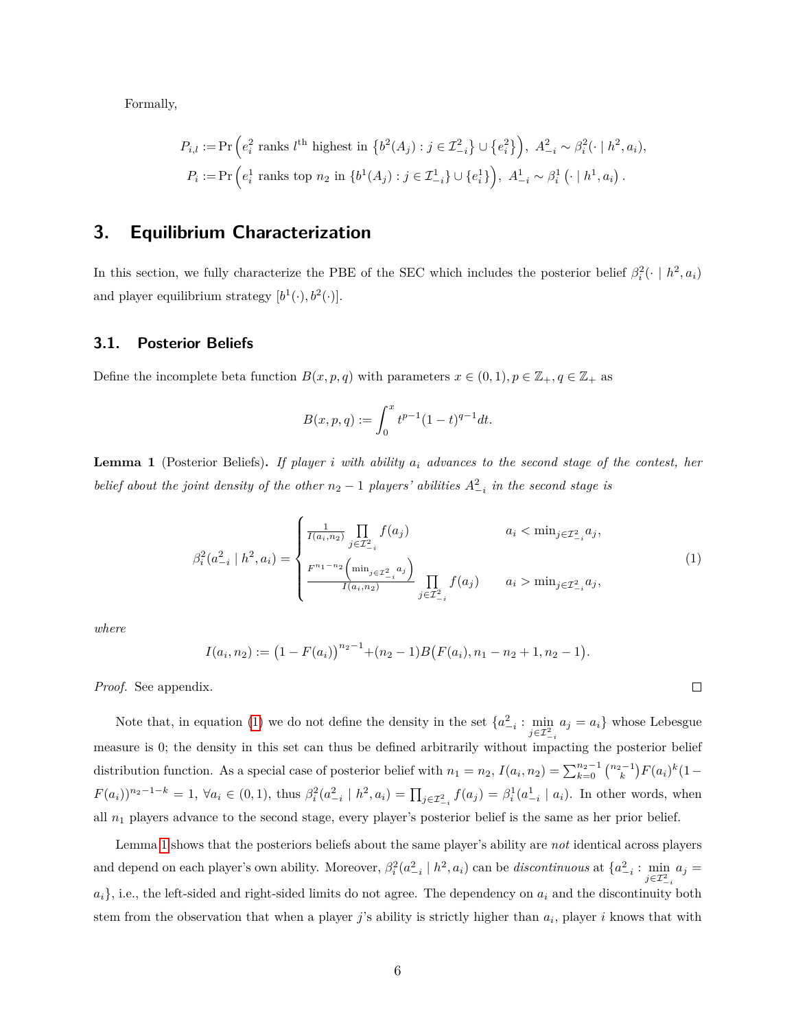Formally,

$$
\begin{aligned}
P_{i,l} &:= \Pr\left(e_i^2 \text{ ranks } l^{\text{th}} \text{ highest in } \left\{b^2(A_j) : j \in \mathcal{I}_{-i}^2\right\} \cup \left\{e_i^2\right\}\right),\ A_{-i}^2 \sim \beta_i^2(\cdot \mid h^2, a_i),\\
P_i &:= \Pr\left(e_i^1 \text{ ranks top } n_2 \text{ in } \{b^1(A_j) : j \in \mathcal{I}_{-i}^1\} \cup \{e_i^1\}\right),\ A_{-i}^1 \sim \beta_i^1\left(\cdot \mid h^1, a_i\right).
\end{aligned}
$$

## 3. Equilibrium Characterization

In this section, we fully characterize the PBE of the SEC which includes the posterior belief $\beta_i^2(\cdot \mid h^2, a_i)$ and player equilibrium strategy $[b^1(\cdot), b^2(\cdot)]$.

### 3.1. Posterior Beliefs

Define the incomplete beta function $B(x, p, q)$ with parameters $x \in (0,1), p \in \mathbb{Z}_+, q \in \mathbb{Z}_+$ as

$$
B(x, p, q) := \int_0^x t^{p-1}(1-t)^{q-1} dt.
$$

**Lemma 1** (Posterior Beliefs). *If player $i$ with ability $a_i$ advances to the second stage of the contest, her belief about the joint density of the other $n_2 - 1$ players' abilities $A_{-i}^2$ in the second stage is*

$$
\beta_i^2(a_{-i}^2 \mid h^2, a_i) = \begin{cases} \frac{1}{I(a_i, n_2)} \prod\limits_{j \in \mathcal{I}_{-i}^2} f(a_j) & a_i < \min_{j \in \mathcal{I}_{-i}^2} a_j, \\ \frac{F^{n_1 - n_2}\left(\min_{j \in \mathcal{I}_{-i}^2} a_j\right)}{I(a_i, n_2)} \prod\limits_{j \in \mathcal{I}_{-i}^2} f(a_j) & a_i > \min_{j \in \mathcal{I}_{-i}^2} a_j, \end{cases} \tag{1}
$$

*where*

$$
I(a_i, n_2) := \big(1 - F(a_i)\big)^{n_2 - 1} + (n_2 - 1) B\big(F(a_i), n_1 - n_2 + 1, n_2 - 1\big).
$$

*Proof.* See appendix. $\square$

Note that, in equation (1) we do not define the density in the set $\{a_{-i}^2 : \min_{j \in \mathcal{I}_{-i}^2} a_j = a_i\}$ whose Lebesgue measure is 0; the density in this set can thus be defined arbitrarily without impacting the posterior belief distribution function. As a special case of posterior belief with $n_1 = n_2$, $I(a_i, n_2) = \sum_{k=0}^{n_2-1} \binom{n_2-1}{k} F(a_i)^k (1 - F(a_i))^{n_2-1-k} = 1$, $\forall a_i \in (0,1)$, thus $\beta_i^2(a_{-i}^2 \mid h^2, a_i) = \prod_{j \in \mathcal{I}_{-i}^2} f(a_j) = \beta_i^1(a_{-i}^1 \mid a_i)$. In other words, when all $n_1$ players advance to the second stage, every player's posterior belief is the same as her prior belief.

Lemma 1 shows that the posteriors beliefs about the same player's ability are *not* identical across players and depend on each player's own ability. Moreover, $\beta_i^2(a_{-i}^2 \mid h^2, a_i)$ can be *discontinuous* at $\{a_{-i}^2 : \min_{j \in \mathcal{I}_{-i}^2} a_j = a_i\}$, i.e., the left-sided and right-sided limits do not agree. The dependency on $a_i$ and the discontinuity both stem from the observation that when a player $j$'s ability is strictly higher than $a_i$, player $i$ knows that with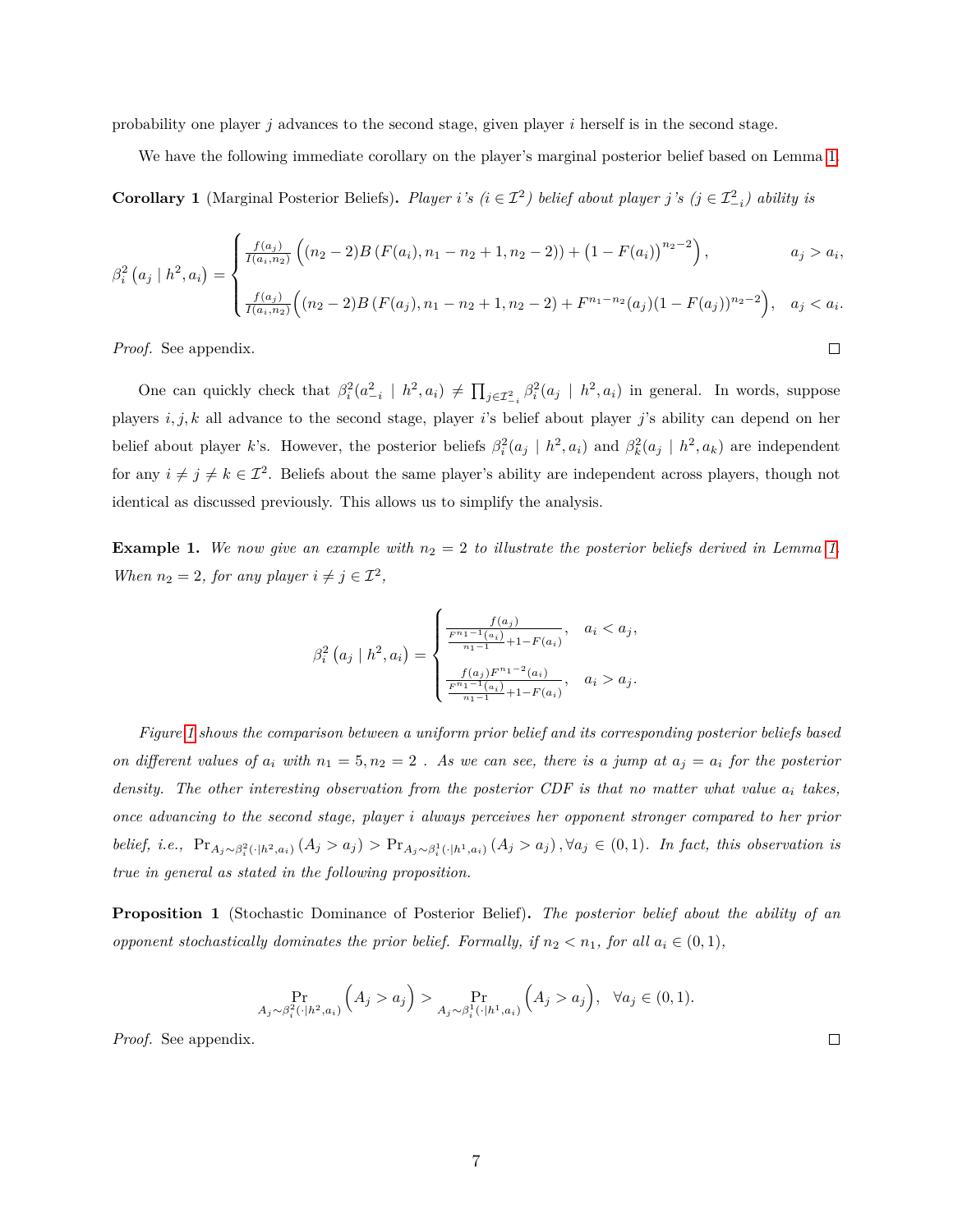probability one player $j$ advances to the second stage, given player $i$ herself is in the second stage.

We have the following immediate corollary on the player's marginal posterior belief based on Lemma 1.

**Corollary 1** (Marginal Posterior Beliefs)**.** *Player $i$'s ($i \in \mathcal{I}^2$) belief about player $j$'s ($j \in \mathcal{I}^2_{-i}$) ability is*

$$\beta_i^2\left(a_j \mid h^2, a_i\right) = \begin{cases} \frac{f(a_j)}{I(a_i,n_2)}\left((n_2-2)B\left(F(a_i), n_1-n_2+1, n_2-2\right) + \left(1-F(a_i)\right)^{n_2-2}\right), & a_j > a_i, \\ \frac{f(a_j)}{I(a_i,n_2)}\Big((n_2-2)B\left(F(a_j), n_1-n_2+1, n_2-2\right) + F^{n_1-n_2}(a_j)(1-F(a_j))^{n_2-2}\Big), & a_j < a_i. \end{cases}$$

*Proof.* See appendix. $\square$

One can quickly check that $\beta_i^2(a_{-i}^2 \mid h^2, a_i) \neq \prod_{j\in\mathcal{I}^2_{-i}} \beta_i^2(a_j \mid h^2, a_i)$ in general. In words, suppose players $i, j, k$ all advance to the second stage, player $i$'s belief about player $j$'s ability can depend on her belief about player $k$'s. However, the posterior beliefs $\beta_i^2(a_j \mid h^2, a_i)$ and $\beta_k^2(a_j \mid h^2, a_k)$ are independent for any $i \neq j \neq k \in \mathcal{I}^2$. Beliefs about the same player's ability are independent across players, though not identical as discussed previously. This allows us to simplify the analysis.

**Example 1.** *We now give an example with $n_2 = 2$ to illustrate the posterior beliefs derived in Lemma 1. When $n_2 = 2$, for any player $i \neq j \in \mathcal{I}^2$,*

$$\beta_i^2\left(a_j \mid h^2, a_i\right) = \begin{cases} \frac{f(a_j)}{\frac{F^{n_1-1}(a_i)}{n_1-1} + 1 - F(a_i)}, & a_i < a_j, \\ \frac{f(a_j)F^{n_1-2}(a_i)}{\frac{F^{n_1-1}(a_i)}{n_1-1} + 1 - F(a_i)}, & a_i > a_j. \end{cases}$$

*Figure 1 shows the comparison between a uniform prior belief and its corresponding posterior beliefs based on different values of $a_i$ with $n_1 = 5, n_2 = 2$ . As we can see, there is a jump at $a_j = a_i$ for the posterior density. The other interesting observation from the posterior CDF is that no matter what value $a_i$ takes, once advancing to the second stage, player $i$ always perceives her opponent stronger compared to her prior belief, i.e., $\Pr_{A_j\sim\beta_i^2(\cdot|h^2,a_i)}(A_j > a_j) > \Pr_{A_j\sim\beta_i^1(\cdot|h^1,a_i)}(A_j > a_j), \forall a_j \in (0,1)$. In fact, this observation is true in general as stated in the following proposition.*

**Proposition 1** (Stochastic Dominance of Posterior Belief)**.** *The posterior belief about the ability of an opponent stochastically dominates the prior belief. Formally, if $n_2 < n_1$, for all $a_i \in (0,1)$,*

$$\Pr_{A_j\sim\beta_i^2(\cdot|h^2,a_i)}\Big(A_j > a_j\Big) > \Pr_{A_j\sim\beta_i^1(\cdot|h^1,a_i)}\Big(A_j > a_j\Big), \quad \forall a_j \in (0,1).$$

*Proof.* See appendix. $\square$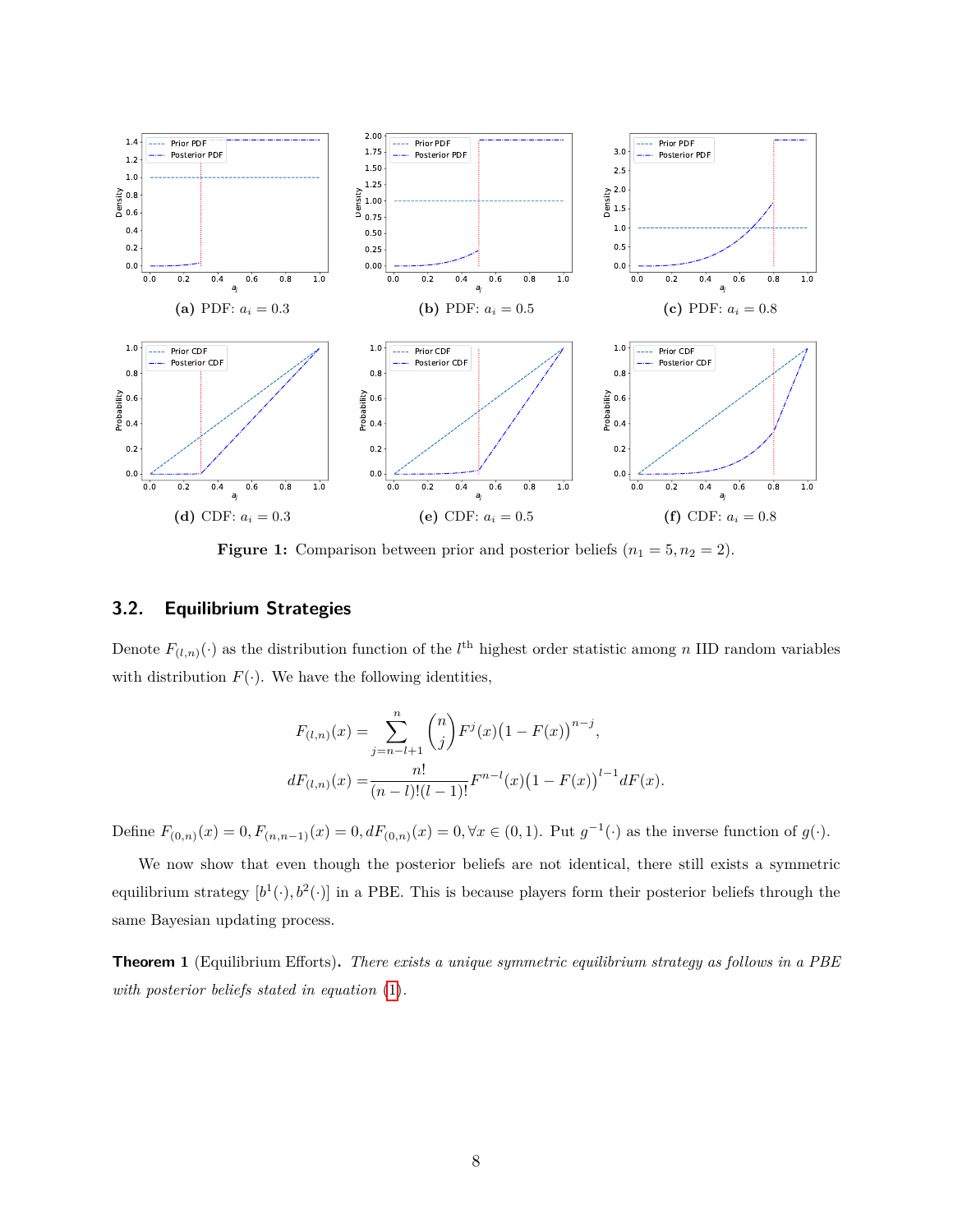(a) PDF: $a_i = 0.3$ (b) PDF: $a_i = 0.5$ (c) PDF: $a_i = 0.8$

(d) CDF: $a_i = 0.3$ (e) CDF: $a_i = 0.5$ (f) CDF: $a_i = 0.8$

**Figure 1:** Comparison between prior and posterior beliefs ($n_1 = 5, n_2 = 2$).

## 3.2. Equilibrium Strategies

Denote $F_{(l,n)}(\cdot)$ as the distribution function of the $l^{\text{th}}$ highest order statistic among $n$ IID random variables with distribution $F(\cdot)$. We have the following identities,

$$
\begin{aligned}
F_{(l,n)}(x) &= \sum_{j=n-l+1}^{n} \binom{n}{j} F^j(x)\big(1 - F(x)\big)^{n-j}, \\
dF_{(l,n)}(x) &= \frac{n!}{(n-l)!(l-1)!} F^{n-l}(x)\big(1 - F(x)\big)^{l-1} dF(x).
\end{aligned}
$$

Define $F_{(0,n)}(x) = 0, F_{(n,n-1)}(x) = 0, dF_{(0,n)}(x) = 0, \forall x \in (0,1)$. Put $g^{-1}(\cdot)$ as the inverse function of $g(\cdot)$.

We now show that even though the posterior beliefs are not identical, there still exists a symmetric equilibrium strategy $[b^1(\cdot), b^2(\cdot)]$ in a PBE. This is because players form their posterior beliefs through the same Bayesian updating process.

**Theorem 1** (Equilibrium Efforts)**.** *There exists a unique symmetric equilibrium strategy as follows in a PBE with posterior beliefs stated in equation (1).*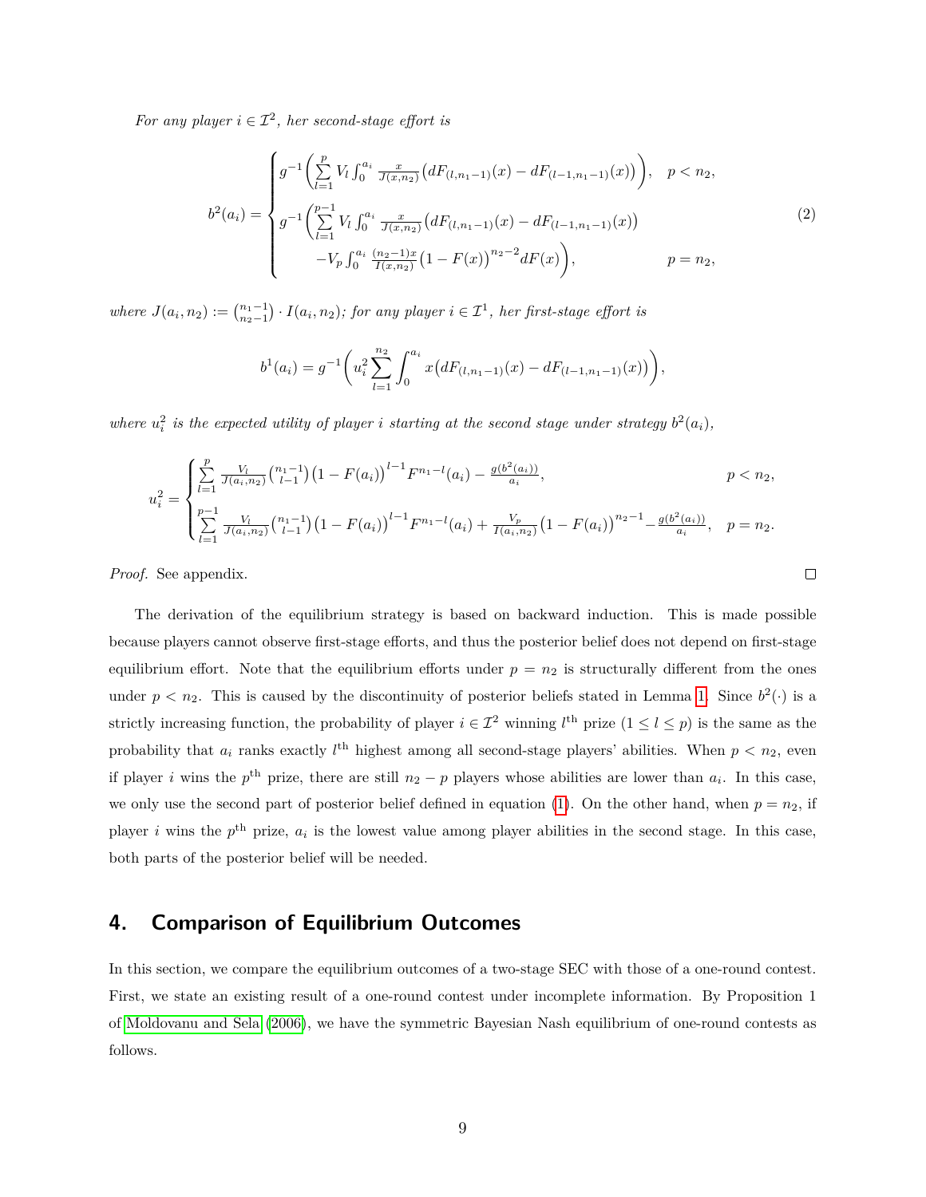*For any player $i \in \mathcal{I}^2$, her second-stage effort is*

$$
b^2(a_i) = \begin{cases} g^{-1}\bigg(\sum\limits_{l=1}^{p} V_l \int_0^{a_i} \frac{x}{J(x,n_2)}\big(dF_{(l,n_1-1)}(x) - dF_{(l-1,n_1-1)}(x)\big)\bigg), & p < n_2, \\ g^{-1}\bigg(\sum\limits_{l=1}^{p-1} V_l \int_0^{a_i} \frac{x}{J(x,n_2)}\big(dF_{(l,n_1-1)}(x) - dF_{(l-1,n_1-1)}(x)\big) \\ \qquad -V_p \int_0^{a_i} \frac{(n_2-1)x}{I(x,n_2)}\big(1-F(x)\big)^{n_2-2} dF(x)\bigg), & p = n_2, \end{cases} \tag{2}
$$

*where $J(a_i, n_2) := \binom{n_1-1}{n_2-1} \cdot I(a_i, n_2)$; for any player $i \in \mathcal{I}^1$, her first-stage effort is*

$$
b^1(a_i) = g^{-1}\bigg(u_i^2 \sum_{l=1}^{n_2} \int_0^{a_i} x\big(dF_{(l,n_1-1)}(x) - dF_{(l-1,n_1-1)}(x)\big)\bigg),
$$

*where $u_i^2$ is the expected utility of player $i$ starting at the second stage under strategy $b^2(a_i)$,*

$$
u_i^2 = \begin{cases} \sum\limits_{l=1}^{p} \frac{V_l}{J(a_i,n_2)}\binom{n_1-1}{l-1}\big(1-F(a_i)\big)^{l-1} F^{n_1-l}(a_i) - \frac{g(b^2(a_i))}{a_i}, & p < n_2, \\ \sum\limits_{l=1}^{p-1} \frac{V_l}{J(a_i,n_2)}\binom{n_1-1}{l-1}\big(1-F(a_i)\big)^{l-1} F^{n_1-l}(a_i) + \frac{V_p}{I(a_i,n_2)}\big(1-F(a_i)\big)^{n_2-1} - \frac{g(b^2(a_i))}{a_i}, & p = n_2. \end{cases}
$$

*Proof.* See appendix. □

The derivation of the equilibrium strategy is based on backward induction. This is made possible because players cannot observe first-stage efforts, and thus the posterior belief does not depend on first-stage equilibrium effort. Note that the equilibrium efforts under $p = n_2$ is structurally different from the ones under $p < n_2$. This is caused by the discontinuity of posterior beliefs stated in Lemma 1. Since $b^2(\cdot)$ is a strictly increasing function, the probability of player $i \in \mathcal{I}^2$ winning $l^{\text{th}}$ prize ($1 \leq l \leq p$) is the same as the probability that $a_i$ ranks exactly $l^{\text{th}}$ highest among all second-stage players' abilities. When $p < n_2$, even if player $i$ wins the $p^{\text{th}}$ prize, there are still $n_2 - p$ players whose abilities are lower than $a_i$. In this case, we only use the second part of posterior belief defined in equation (1). On the other hand, when $p = n_2$, if player $i$ wins the $p^{\text{th}}$ prize, $a_i$ is the lowest value among player abilities in the second stage. In this case, both parts of the posterior belief will be needed.

## 4. Comparison of Equilibrium Outcomes

In this section, we compare the equilibrium outcomes of a two-stage SEC with those of a one-round contest. First, we state an existing result of a one-round contest under incomplete information. By Proposition 1 of Moldovanu and Sela (2006), we have the symmetric Bayesian Nash equilibrium of one-round contests as follows.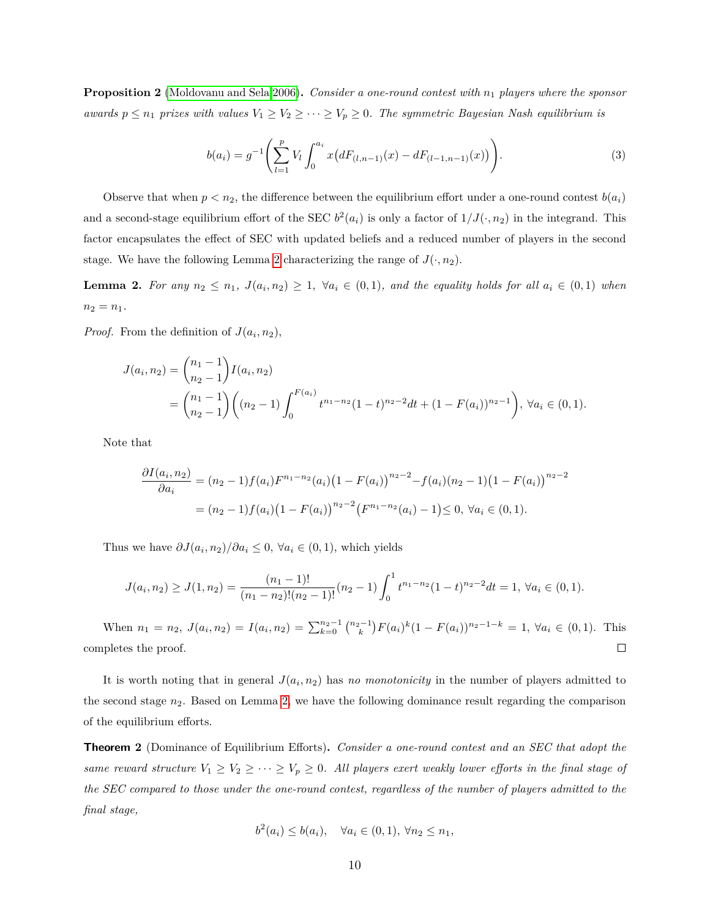**Proposition 2** (Moldovanu and Sela 2006)**.** *Consider a one-round contest with $n_1$ players where the sponsor awards $p \leq n_1$ prizes with values $V_1 \geq V_2 \geq \cdots \geq V_p \geq 0$. The symmetric Bayesian Nash equilibrium is*

$$b(a_i) = g^{-1}\left(\sum_{l=1}^{p} V_l \int_0^{a_i} x\big(dF_{(l,n-1)}(x) - dF_{(l-1,n-1)}(x)\big)\right). \tag{3}$$

Observe that when $p < n_2$, the difference between the equilibrium effort under a one-round contest $b(a_i)$ and a second-stage equilibrium effort of the SEC $b^2(a_i)$ is only a factor of $1/J(\cdot, n_2)$ in the integrand. This factor encapsulates the effect of SEC with updated beliefs and a reduced number of players in the second stage. We have the following Lemma 2 characterizing the range of $J(\cdot, n_2)$.

**Lemma 2.** *For any $n_2 \leq n_1$, $J(a_i, n_2) \geq 1$, $\forall a_i \in (0,1)$, and the equality holds for all $a_i \in (0,1)$ when $n_2 = n_1$.*

*Proof.* From the definition of $J(a_i, n_2)$,

$$\begin{aligned}
J(a_i, n_2) &= \binom{n_1 - 1}{n_2 - 1} I(a_i, n_2) \\
&= \binom{n_1 - 1}{n_2 - 1}\left((n_2 - 1)\int_0^{F(a_i)} t^{n_1 - n_2}(1-t)^{n_2 - 2} dt + (1 - F(a_i))^{n_2 - 1}\right), \ \forall a_i \in (0,1).
\end{aligned}$$

Note that

$$\begin{aligned}
\frac{\partial I(a_i, n_2)}{\partial a_i} &= (n_2 - 1) f(a_i) F^{n_1 - n_2}(a_i)\big(1 - F(a_i)\big)^{n_2 - 2} - f(a_i)(n_2 - 1)\big(1 - F(a_i)\big)^{n_2 - 2} \\
&= (n_2 - 1) f(a_i)\big(1 - F(a_i)\big)^{n_2 - 2}\big(F^{n_1 - n_2}(a_i) - 1\big) \leq 0, \ \forall a_i \in (0,1).
\end{aligned}$$

Thus we have $\partial J(a_i, n_2)/\partial a_i \leq 0$, $\forall a_i \in (0,1)$, which yields

$$J(a_i, n_2) \geq J(1, n_2) = \frac{(n_1 - 1)!}{(n_1 - n_2)!(n_2 - 1)!}(n_2 - 1)\int_0^1 t^{n_1 - n_2}(1-t)^{n_2 - 2} dt = 1, \ \forall a_i \in (0,1).$$

When $n_1 = n_2$, $J(a_i, n_2) = I(a_i, n_2) = \sum_{k=0}^{n_2 - 1}\binom{n_2 - 1}{k} F(a_i)^k (1 - F(a_i))^{n_2 - 1 - k} = 1$, $\forall a_i \in (0,1)$. This completes the proof. □

It is worth noting that in general $J(a_i, n_2)$ has *no monotonicity* in the number of players admitted to the second stage $n_2$. Based on Lemma 2, we have the following dominance result regarding the comparison of the equilibrium efforts.

**Theorem 2** (Dominance of Equilibrium Efforts)**.** *Consider a one-round contest and an SEC that adopt the same reward structure $V_1 \geq V_2 \geq \cdots \geq V_p \geq 0$. All players exert weakly lower efforts in the final stage of the SEC compared to those under the one-round contest, regardless of the number of players admitted to the final stage,*

$$b^2(a_i) \leq b(a_i), \quad \forall a_i \in (0,1), \ \forall n_2 \leq n_1,$$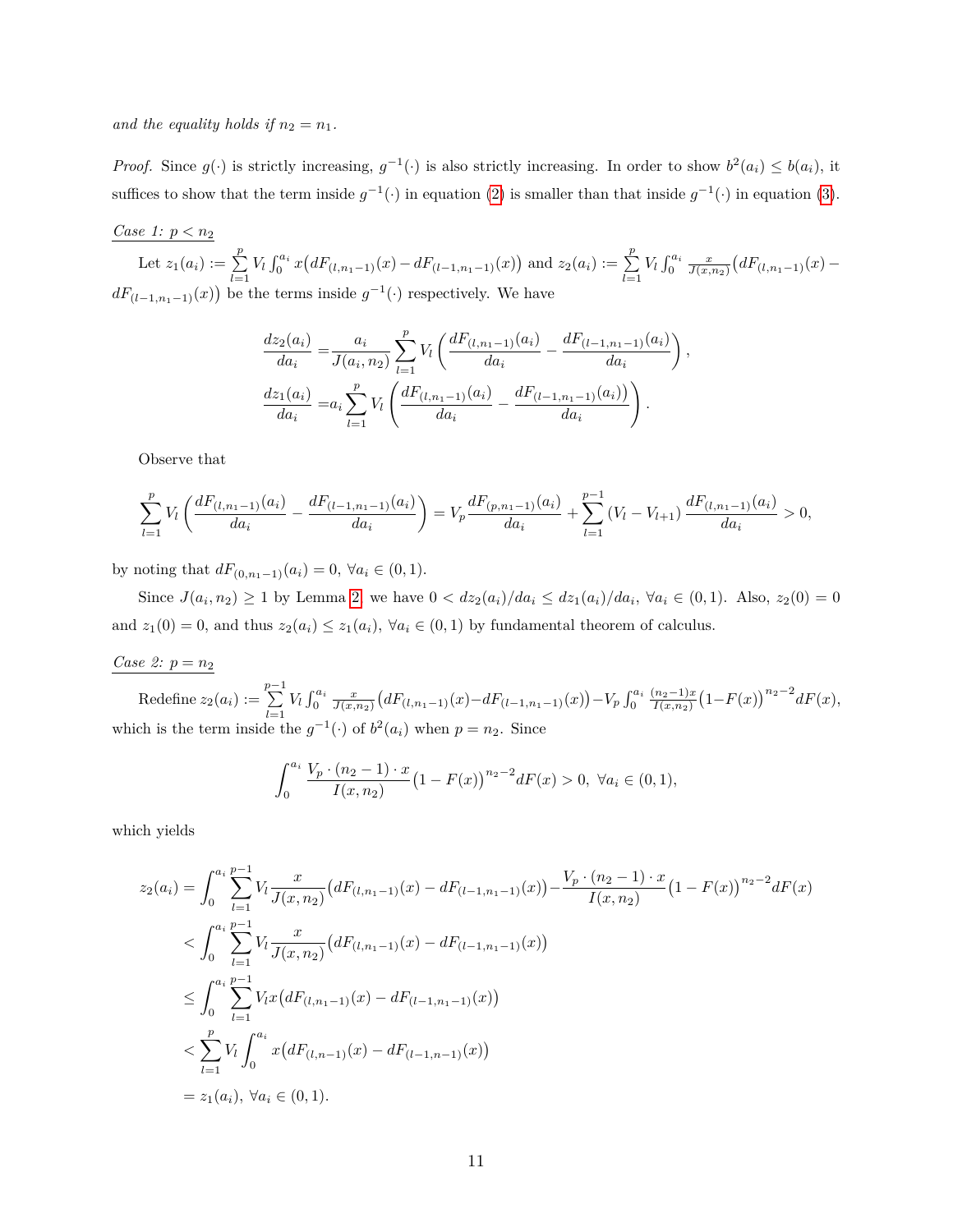*and the equality holds if $n_2 = n_1$.*

*Proof.* Since $g(\cdot)$ is strictly increasing, $g^{-1}(\cdot)$ is also strictly increasing. In order to show $b^2(a_i) \le b(a_i)$, it suffices to show that the term inside $g^{-1}(\cdot)$ in equation (2) is smaller than that inside $g^{-1}(\cdot)$ in equation (3).

*Case 1: $p < n_2$*

Let $z_1(a_i) := \sum_{l=1}^{p} V_l \int_0^{a_i} x\big(dF_{(l,n_1-1)}(x) - dF_{(l-1,n_1-1)}(x)\big)$ and $z_2(a_i) := \sum_{l=1}^{p} V_l \int_0^{a_i} \frac{x}{J(x,n_2)}\big(dF_{(l,n_1-1)}(x) - dF_{(l-1,n_1-1)}(x)\big)$ be the terms inside $g^{-1}(\cdot)$ respectively. We have

$$
\begin{aligned}
\frac{dz_2(a_i)}{da_i} =& \frac{a_i}{J(a_i,n_2)} \sum_{l=1}^{p} V_l \left( \frac{dF_{(l,n_1-1)}(a_i)}{da_i} - \frac{dF_{(l-1,n_1-1)}(a_i)}{da_i} \right), \\
\frac{dz_1(a_i)}{da_i} =& a_i \sum_{l=1}^{p} V_l \left( \frac{dF_{(l,n_1-1)}(a_i)}{da_i} - \frac{dF_{(l-1,n_1-1)}(a_i))}{da_i} \right).
\end{aligned}
$$

Observe that

$$
\sum_{l=1}^{p} V_l \left( \frac{dF_{(l,n_1-1)}(a_i)}{da_i} - \frac{dF_{(l-1,n_1-1)}(a_i)}{da_i} \right) = V_p \frac{dF_{(p,n_1-1)}(a_i)}{da_i} + \sum_{l=1}^{p-1} (V_l - V_{l+1}) \frac{dF_{(l,n_1-1)}(a_i)}{da_i} > 0,
$$

by noting that $dF_{(0,n_1-1)}(a_i) = 0$, $\forall a_i \in (0,1)$.

Since $J(a_i,n_2) \ge 1$ by Lemma 2, we have $0 < dz_2(a_i)/da_i \le dz_1(a_i)/da_i$, $\forall a_i \in (0,1)$. Also, $z_2(0) = 0$ and $z_1(0) = 0$, and thus $z_2(a_i) \le z_1(a_i)$, $\forall a_i \in (0,1)$ by fundamental theorem of calculus.

*Case 2: $p = n_2$*

Redefine $z_2(a_i) := \sum_{l=1}^{p-1} V_l \int_0^{a_i} \frac{x}{J(x,n_2)}\big(dF_{(l,n_1-1)}(x) - dF_{(l-1,n_1-1)}(x)\big) - V_p \int_0^{a_i} \frac{(n_2-1)x}{I(x,n_2)}\big(1-F(x)\big)^{n_2-2} dF(x)$, which is the term inside the $g^{-1}(\cdot)$ of $b^2(a_i)$ when $p = n_2$. Since

$$
\int_0^{a_i} \frac{V_p \cdot (n_2-1) \cdot x}{I(x,n_2)} \big(1-F(x)\big)^{n_2-2} dF(x) > 0, \ \forall a_i \in (0,1),
$$

which yields

$$
\begin{aligned}
z_2(a_i) &= \int_0^{a_i} \sum_{l=1}^{p-1} V_l \frac{x}{J(x,n_2)} \big(dF_{(l,n_1-1)}(x) - dF_{(l-1,n_1-1)}(x)\big) - \frac{V_p \cdot (n_2-1) \cdot x}{I(x,n_2)} \big(1-F(x)\big)^{n_2-2} dF(x) \\
&< \int_0^{a_i} \sum_{l=1}^{p-1} V_l \frac{x}{J(x,n_2)} \big(dF_{(l,n_1-1)}(x) - dF_{(l-1,n_1-1)}(x)\big) \\
&\le \int_0^{a_i} \sum_{l=1}^{p-1} V_l x \big(dF_{(l,n_1-1)}(x) - dF_{(l-1,n_1-1)}(x)\big) \\
&< \sum_{l=1}^{p} V_l \int_0^{a_i} x\big(dF_{(l,n-1)}(x) - dF_{(l-1,n-1)}(x)\big) \\
&= z_1(a_i), \ \forall a_i \in (0,1).
\end{aligned}
$$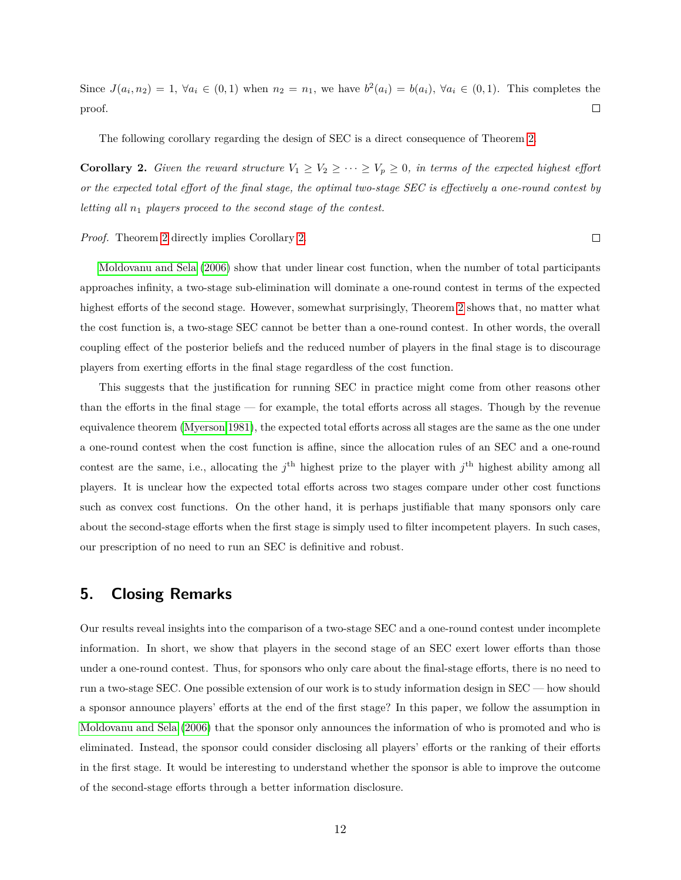Since $J(a_i, n_2) = 1$, $\forall a_i \in (0,1)$ when $n_2 = n_1$, we have $b^2(a_i) = b(a_i)$, $\forall a_i \in (0,1)$. This completes the proof. □

The following corollary regarding the design of SEC is a direct consequence of Theorem 2.

**Corollary 2.** *Given the reward structure $V_1 \geq V_2 \geq \cdots \geq V_p \geq 0$, in terms of the expected highest effort or the expected total effort of the final stage, the optimal two-stage SEC is effectively a one-round contest by letting all $n_1$ players proceed to the second stage of the contest.*

*Proof.* Theorem 2 directly implies Corollary 2. □

Moldovanu and Sela (2006) show that under linear cost function, when the number of total participants approaches infinity, a two-stage sub-elimination will dominate a one-round contest in terms of the expected highest efforts of the second stage. However, somewhat surprisingly, Theorem 2 shows that, no matter what the cost function is, a two-stage SEC cannot be better than a one-round contest. In other words, the overall coupling effect of the posterior beliefs and the reduced number of players in the final stage is to discourage players from exerting efforts in the final stage regardless of the cost function.

This suggests that the justification for running SEC in practice might come from other reasons other than the efforts in the final stage — for example, the total efforts across all stages. Though by the revenue equivalence theorem (Myerson 1981), the expected total efforts across all stages are the same as the one under a one-round contest when the cost function is affine, since the allocation rules of an SEC and a one-round contest are the same, i.e., allocating the $j^{\text{th}}$ highest prize to the player with $j^{\text{th}}$ highest ability among all players. It is unclear how the expected total efforts across two stages compare under other cost functions such as convex cost functions. On the other hand, it is perhaps justifiable that many sponsors only care about the second-stage efforts when the first stage is simply used to filter incompetent players. In such cases, our prescription of no need to run an SEC is definitive and robust.

## 5. Closing Remarks

Our results reveal insights into the comparison of a two-stage SEC and a one-round contest under incomplete information. In short, we show that players in the second stage of an SEC exert lower efforts than those under a one-round contest. Thus, for sponsors who only care about the final-stage efforts, there is no need to run a two-stage SEC. One possible extension of our work is to study information design in SEC — how should a sponsor announce players' efforts at the end of the first stage? In this paper, we follow the assumption in Moldovanu and Sela (2006) that the sponsor only announces the information of who is promoted and who is eliminated. Instead, the sponsor could consider disclosing all players' efforts or the ranking of their efforts in the first stage. It would be interesting to understand whether the sponsor is able to improve the outcome of the second-stage efforts through a better information disclosure.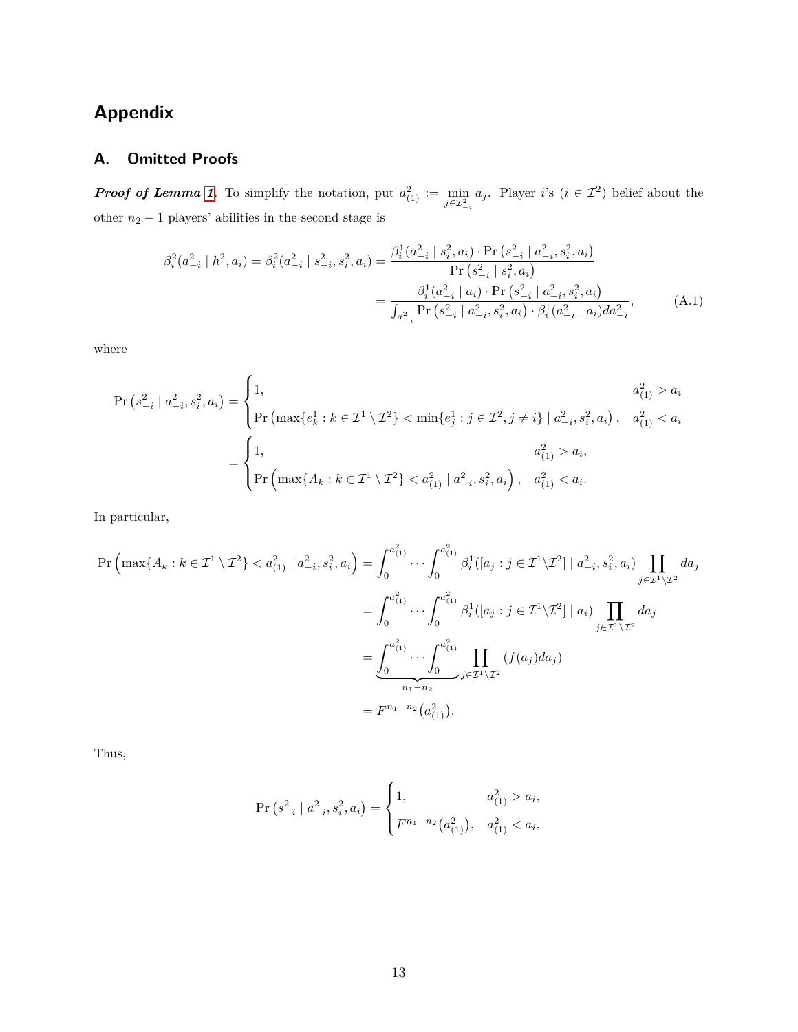# Appendix

## A. Omitted Proofs

***Proof of Lemma 1.*** To simplify the notation, put $a^2_{(1)} := \min_{j \in \mathcal{I}^2_{-i}} a_j$. Player $i$'s ($i \in \mathcal{I}^2$) belief about the other $n_2 - 1$ players' abilities in the second stage is

$$
\begin{aligned}
\beta_i^2(a^2_{-i} \mid h^2, a_i) = \beta_i^2(a^2_{-i} \mid s^2_{-i}, s^2_i, a_i) &= \frac{\beta_i^1(a^2_{-i} \mid s^2_i, a_i) \cdot \Pr\left(s^2_{-i} \mid a^2_{-i}, s^2_i, a_i\right)}{\Pr\left(s^2_{-i} \mid s^2_i, a_i\right)} \\
&= \frac{\beta_i^1(a^2_{-i} \mid a_i) \cdot \Pr\left(s^2_{-i} \mid a^2_{-i}, s^2_i, a_i\right)}{\int_{a^2_{-i}} \Pr\left(s^2_{-i} \mid a^2_{-i}, s^2_i, a_i\right) \cdot \beta_i^1(a^2_{-i} \mid a_i) da^2_{-i}}, \qquad \text{(A.1)}
\end{aligned}
$$

where

$$
\begin{aligned}
\Pr\left(s^2_{-i} \mid a^2_{-i}, s^2_i, a_i\right) &= \begin{cases} 1, & a^2_{(1)} > a_i \\ \Pr\left(\max\{e^1_k : k \in \mathcal{I}^1 \setminus \mathcal{I}^2\} < \min\{e^1_j : j \in \mathcal{I}^2, j \neq i\} \mid a^2_{-i}, s^2_i, a_i\right), & a^2_{(1)} < a_i \end{cases} \\
&= \begin{cases} 1, & a^2_{(1)} > a_i, \\ \Pr\left(\max\{A_k : k \in \mathcal{I}^1 \setminus \mathcal{I}^2\} < a^2_{(1)} \mid a^2_{-i}, s^2_i, a_i\right), & a^2_{(1)} < a_i. \end{cases}
\end{aligned}
$$

In particular,

$$
\begin{aligned}
\Pr\left(\max\{A_k : k \in \mathcal{I}^1 \setminus \mathcal{I}^2\} < a^2_{(1)} \mid a^2_{-i}, s^2_i, a_i\right) &= \int_0^{a^2_{(1)}} \cdots \int_0^{a^2_{(1)}} \beta_i^1([a_j : j \in \mathcal{I}^1 \backslash \mathcal{I}^2] \mid a^2_{-i}, s^2_i, a_i) \prod_{j \in \mathcal{I}^1 \backslash \mathcal{I}^2} da_j \\
&= \int_0^{a^2_{(1)}} \cdots \int_0^{a^2_{(1)}} \beta_i^1([a_j : j \in \mathcal{I}^1 \backslash \mathcal{I}^2] \mid a_i) \prod_{j \in \mathcal{I}^1 \backslash \mathcal{I}^2} da_j \\
&= \underbrace{\int_0^{a^2_{(1)}} \cdots \int_0^{a^2_{(1)}}}_{n_1 - n_2} \prod_{j \in \mathcal{I}^1 \backslash \mathcal{I}^2} (f(a_j) da_j) \\
&= F^{n_1 - n_2}\left(a^2_{(1)}\right).
\end{aligned}
$$

Thus,

$$
\Pr\left(s^2_{-i} \mid a^2_{-i}, s^2_i, a_i\right) = \begin{cases} 1, & a^2_{(1)} > a_i, \\ F^{n_1 - n_2}\left(a^2_{(1)}\right), & a^2_{(1)} < a_i. \end{cases}
$$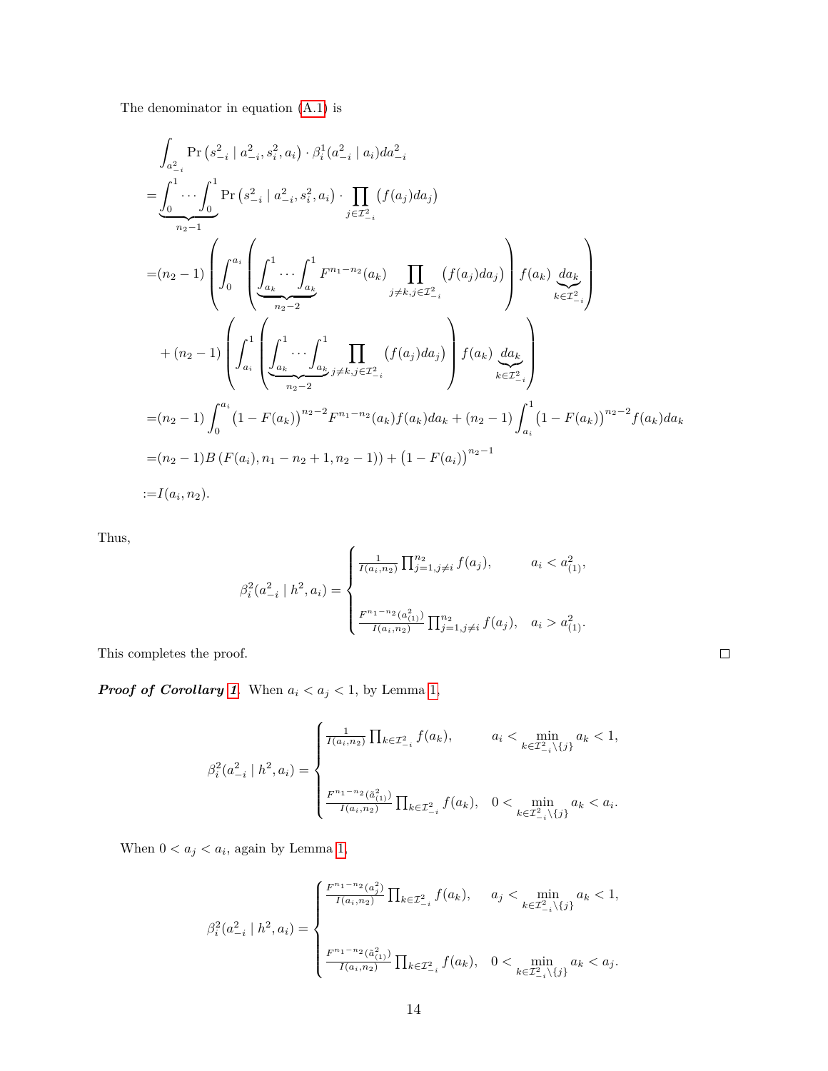The denominator in equation (A.1) is

$$
\begin{aligned}
&\int_{a_{-i}^2} \Pr\left(s_{-i}^2 \mid a_{-i}^2, s_i^2, a_i\right) \cdot \beta_i^1(a_{-i}^2 \mid a_i) da_{-i}^2 \\
=&\underbrace{\int_0^1 \cdots \int_0^1}_{n_2-1} \Pr\left(s_{-i}^2 \mid a_{-i}^2, s_i^2, a_i\right) \cdot \prod_{j \in \mathcal{I}_{-i}^2} \left(f(a_j) da_j\right) \\
=&(n_2-1)\left(\int_0^{a_i}\left(\underbrace{\int_{a_k}^1 \cdots \int_{a_k}^1}_{n_2-2} F^{n_1-n_2}(a_k) \prod_{j \neq k, j \in \mathcal{I}_{-i}^2}\left(f(a_j) da_j\right)\right) f(a_k) \underbrace{da_k}_{k \in \mathcal{I}_{-i}^2}\right) \\
&+(n_2-1)\left(\int_{a_i}^1\left(\underbrace{\int_{a_k}^1 \cdots \int_{a_k}^1}_{n_2-2} \prod_{j \neq k, j \in \mathcal{I}_{-i}^2}\left(f(a_j) da_j\right)\right) f(a_k) \underbrace{da_k}_{k \in \mathcal{I}_{-i}^2}\right) \\
=&(n_2-1)\int_0^{a_i}\left(1-F(a_k)\right)^{n_2-2} F^{n_1-n_2}(a_k) f(a_k) da_k + (n_2-1)\int_{a_i}^1 \left(1-F(a_k)\right)^{n_2-2} f(a_k) da_k \\
=&(n_2-1) B\left(F(a_i), n_1-n_2+1, n_2-1\right) + \left(1-F(a_i)\right)^{n_2-1} \\
:=&I(a_i, n_2).
\end{aligned}
$$

Thus,

$$
\beta_i^2(a_{-i}^2 \mid h^2, a_i) = \begin{cases} \frac{1}{I(a_i,n_2)} \prod_{j=1, j\neq i}^{n_2} f(a_j), & a_i < a_{(1)}^2, \\[2ex] \frac{F^{n_1-n_2}(a_{(1)}^2)}{I(a_i,n_2)} \prod_{j=1, j\neq i}^{n_2} f(a_j), & a_i > a_{(1)}^2. \end{cases}
$$

This completes the proof. □

***Proof of Corollary 1.*** When $a_i < a_j < 1$, by Lemma 1,

$$
\beta_i^2(a_{-i}^2 \mid h^2, a_i) = \begin{cases} \frac{1}{I(a_i,n_2)} \prod_{k \in \mathcal{I}_{-i}^2} f(a_k), & a_i < \min\limits_{k \in \mathcal{I}_{-i}^2 \setminus \{j\}} a_k < 1, \\[2ex] \frac{F^{n_1-n_2}(\tilde{a}_{(1)}^2)}{I(a_i,n_2)} \prod_{k \in \mathcal{I}_{-i}^2} f(a_k), & 0 < \min\limits_{k \in \mathcal{I}_{-i}^2 \setminus \{j\}} a_k < a_i. \end{cases}
$$

When $0 < a_j < a_i$, again by Lemma 1,

$$
\beta_i^2(a_{-i}^2 \mid h^2, a_i) = \begin{cases} \frac{F^{n_1-n_2}(a_j^2)}{I(a_i,n_2)} \prod_{k \in \mathcal{I}_{-i}^2} f(a_k), & a_j < \min\limits_{k \in \mathcal{I}_{-i}^2 \setminus \{j\}} a_k < 1, \\[2ex] \frac{F^{n_1-n_2}(\tilde{a}_{(1)}^2)}{I(a_i,n_2)} \prod_{k \in \mathcal{I}_{-i}^2} f(a_k), & 0 < \min\limits_{k \in \mathcal{I}_{-i}^2 \setminus \{j\}} a_k < a_j. \end{cases}
$$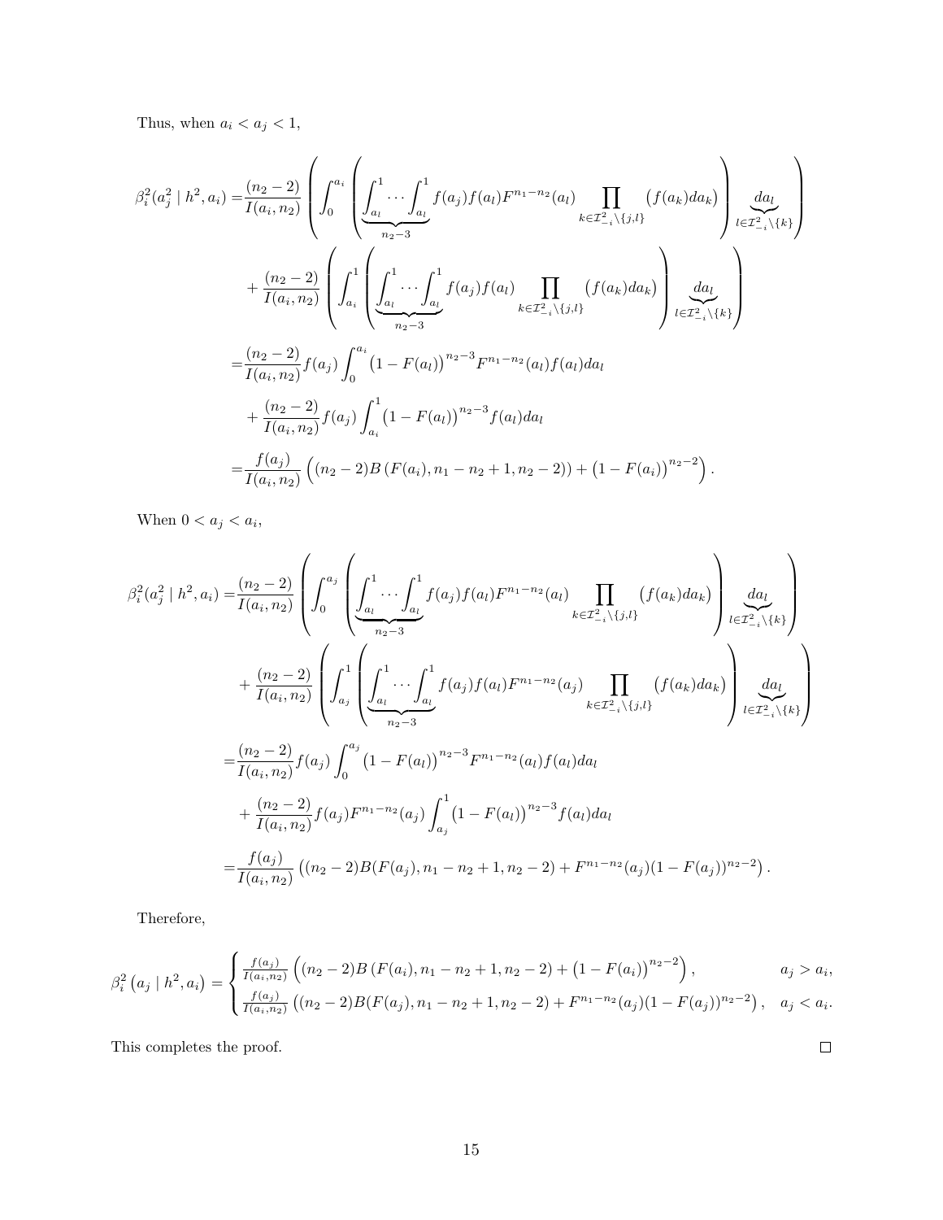Thus, when $a_i < a_j < 1$,

$$
\begin{aligned}
\beta_i^2(a_j^2 \mid h^2, a_i) =& \frac{(n_2-2)}{I(a_i,n_2)} \left( \int_0^{a_i} \left( \underbrace{\int_{a_l}^1 \cdots \int_{a_l}^1}_{n_2-3} f(a_j) f(a_l) F^{n_1-n_2}(a_l) \prod_{k \in \mathcal{I}_{-i}^2 \setminus \{j,l\}} \big( f(a_k) da_k \big) \right) \underbrace{da_l}_{l \in \mathcal{I}_{-i}^2 \setminus \{k\}} \right) \\
&+ \frac{(n_2-2)}{I(a_i,n_2)} \left( \int_{a_i}^1 \left( \underbrace{\int_{a_l}^1 \cdots \int_{a_l}^1}_{n_2-3} f(a_j) f(a_l) \prod_{k \in \mathcal{I}_{-i}^2 \setminus \{j,l\}} \big( f(a_k) da_k \big) \right) \underbrace{da_l}_{l \in \mathcal{I}_{-i}^2 \setminus \{k\}} \right) \\
=& \frac{(n_2-2)}{I(a_i,n_2)} f(a_j) \int_0^{a_i} \big(1 - F(a_l)\big)^{n_2-3} F^{n_1-n_2}(a_l) f(a_l) da_l \\
&+ \frac{(n_2-2)}{I(a_i,n_2)} f(a_j) \int_{a_i}^1 \big(1 - F(a_l)\big)^{n_2-3} f(a_l) da_l \\
=& \frac{f(a_j)}{I(a_i,n_2)} \Big( (n_2-2) B\left(F(a_i), n_1-n_2+1, n_2-2\right) + \big(1 - F(a_i)\big)^{n_2-2} \Big).
\end{aligned}
$$

When $0 < a_j < a_i$,

$$
\begin{aligned}
\beta_i^2(a_j^2 \mid h^2, a_i) =& \frac{(n_2-2)}{I(a_i,n_2)} \left( \int_0^{a_j} \left( \underbrace{\int_{a_l}^1 \cdots \int_{a_l}^1}_{n_2-3} f(a_j) f(a_l) F^{n_1-n_2}(a_l) \prod_{k \in \mathcal{I}_{-i}^2 \setminus \{j,l\}} \big( f(a_k) da_k \big) \right) \underbrace{da_l}_{l \in \mathcal{I}_{-i}^2 \setminus \{k\}} \right) \\
&+ \frac{(n_2-2)}{I(a_i,n_2)} \left( \int_{a_j}^1 \left( \underbrace{\int_{a_l}^1 \cdots \int_{a_l}^1}_{n_2-3} f(a_j) f(a_l) F^{n_1-n_2}(a_j) \prod_{k \in \mathcal{I}_{-i}^2 \setminus \{j,l\}} \big( f(a_k) da_k \big) \right) \underbrace{da_l}_{l \in \mathcal{I}_{-i}^2 \setminus \{k\}} \right) \\
=& \frac{(n_2-2)}{I(a_i,n_2)} f(a_j) \int_0^{a_j} \big(1 - F(a_l)\big)^{n_2-3} F^{n_1-n_2}(a_l) f(a_l) da_l \\
&+ \frac{(n_2-2)}{I(a_i,n_2)} f(a_j) F^{n_1-n_2}(a_j) \int_{a_j}^1 \big(1 - F(a_l)\big)^{n_2-3} f(a_l) da_l \\
=& \frac{f(a_j)}{I(a_i,n_2)} \left( (n_2-2) B(F(a_j), n_1-n_2+1, n_2-2) + F^{n_1-n_2}(a_j)(1 - F(a_j))^{n_2-2} \right).
\end{aligned}
$$

Therefore,

$$
\beta_i^2\left(a_j \mid h^2, a_i\right) = \begin{cases} \frac{f(a_j)}{I(a_i,n_2)} \Big( (n_2-2) B\left(F(a_i), n_1-n_2+1, n_2-2\right) + \big(1 - F(a_i)\big)^{n_2-2} \Big), & a_j > a_i, \\ \frac{f(a_j)}{I(a_i,n_2)} \left( (n_2-2) B(F(a_j), n_1-n_2+1, n_2-2) + F^{n_1-n_2}(a_j)(1 - F(a_j))^{n_2-2} \right), & a_j < a_i. \end{cases}
$$

This completes the proof. $\square$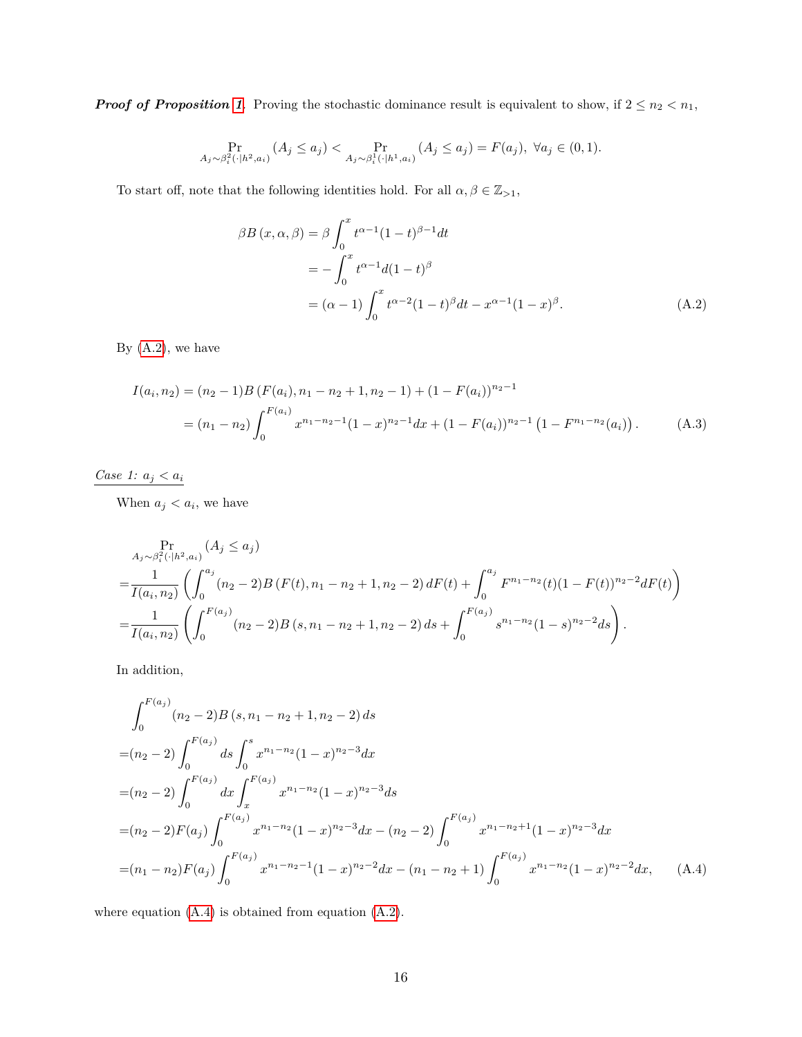***Proof of Proposition 1.*** Proving the stochastic dominance result is equivalent to show, if $2 \leq n_2 < n_1$,

$$\Pr_{A_j \sim \beta_i^2(\cdot|h^2, a_i)} (A_j \leq a_j) < \Pr_{A_j \sim \beta_i^1(\cdot|h^1, a_i)} (A_j \leq a_j) = F(a_j), \ \forall a_j \in (0, 1).$$

To start off, note that the following identities hold. For all $\alpha, \beta \in \mathbb{Z}_{>1}$,

$$\begin{aligned}
\beta B(x, \alpha, \beta) &= \beta \int_0^x t^{\alpha-1}(1-t)^{\beta-1} dt \\
&= -\int_0^x t^{\alpha-1} d(1-t)^{\beta} \\
&= (\alpha - 1) \int_0^x t^{\alpha-2}(1-t)^{\beta} dt - x^{\alpha-1}(1-x)^{\beta}.
\end{aligned} \tag{A.2}$$

By (A.2), we have

$$\begin{aligned}
I(a_i, n_2) &= (n_2 - 1) B(F(a_i), n_1 - n_2 + 1, n_2 - 1) + (1 - F(a_i))^{n_2 - 1} \\
&= (n_1 - n_2) \int_0^{F(a_i)} x^{n_1 - n_2 - 1}(1-x)^{n_2 - 1} dx + (1 - F(a_i))^{n_2 - 1} \left(1 - F^{n_1 - n_2}(a_i)\right).
\end{aligned} \tag{A.3}$$

<u>*Case 1:* $a_j < a_i$</u>

When $a_j < a_i$, we have

$$\begin{aligned}
&\Pr_{A_j \sim \beta_i^2(\cdot|h^2, a_i)} (A_j \leq a_j) \\
=& \frac{1}{I(a_i, n_2)} \left( \int_0^{a_j} (n_2 - 2) B(F(t), n_1 - n_2 + 1, n_2 - 2) dF(t) + \int_0^{a_j} F^{n_1 - n_2}(t)(1 - F(t))^{n_2 - 2} dF(t) \right) \\
=& \frac{1}{I(a_i, n_2)} \left( \int_0^{F(a_j)} (n_2 - 2) B(s, n_1 - n_2 + 1, n_2 - 2) ds + \int_0^{F(a_j)} s^{n_1 - n_2}(1-s)^{n_2 - 2} ds \right).
\end{aligned}$$

In addition,

$$\begin{aligned}
&\int_0^{F(a_j)} (n_2 - 2) B(s, n_1 - n_2 + 1, n_2 - 2) ds \\
=& (n_2 - 2) \int_0^{F(a_j)} ds \int_0^s x^{n_1 - n_2}(1-x)^{n_2 - 3} dx \\
=& (n_2 - 2) \int_0^{F(a_j)} dx \int_x^{F(a_j)} x^{n_1 - n_2}(1-x)^{n_2 - 3} ds \\
=& (n_2 - 2) F(a_j) \int_0^{F(a_j)} x^{n_1 - n_2}(1-x)^{n_2 - 3} dx - (n_2 - 2) \int_0^{F(a_j)} x^{n_1 - n_2 + 1}(1-x)^{n_2 - 3} dx \\
=& (n_1 - n_2) F(a_j) \int_0^{F(a_j)} x^{n_1 - n_2 - 1}(1-x)^{n_2 - 2} dx - (n_1 - n_2 + 1) \int_0^{F(a_j)} x^{n_1 - n_2}(1-x)^{n_2 - 2} dx,
\end{aligned} \tag{A.4}$$

where equation (A.4) is obtained from equation (A.2).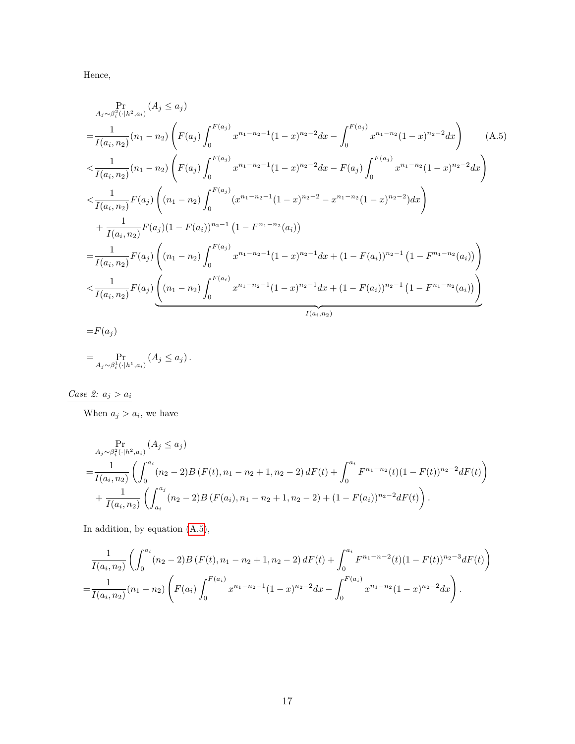Hence,

$$
\begin{aligned}
&\Pr_{A_j\sim\beta_i^2(\cdot|h^2,a_i)}(A_j\le a_j)\\
=&\frac{1}{I(a_i,n_2)}(n_1-n_2)\left(F(a_j)\int_0^{F(a_j)}x^{n_1-n_2-1}(1-x)^{n_2-2}dx-\int_0^{F(a_j)}x^{n_1-n_2}(1-x)^{n_2-2}dx\right) \qquad \text{(A.5)}\\
<&\frac{1}{I(a_i,n_2)}(n_1-n_2)\left(F(a_j)\int_0^{F(a_j)}x^{n_1-n_2-1}(1-x)^{n_2-2}dx-F(a_j)\int_0^{F(a_j)}x^{n_1-n_2}(1-x)^{n_2-2}dx\right)\\
<&\frac{1}{I(a_i,n_2)}F(a_j)\left((n_1-n_2)\int_0^{F(a_j)}(x^{n_1-n_2-1}(1-x)^{n_2-2}-x^{n_1-n_2}(1-x)^{n_2-2})dx\right)\\
&+\frac{1}{I(a_i,n_2)}F(a_j)(1-F(a_i))^{n_2-1}\left(1-F^{n_1-n_2}(a_i)\right)\\
=&\frac{1}{I(a_i,n_2)}F(a_j)\left((n_1-n_2)\int_0^{F(a_j)}x^{n_1-n_2-1}(1-x)^{n_2-1}dx+(1-F(a_i))^{n_2-1}\left(1-F^{n_1-n_2}(a_i)\right)\right)\\
<&\frac{1}{I(a_i,n_2)}F(a_j)\underbrace{\left((n_1-n_2)\int_0^{F(a_i)}x^{n_1-n_2-1}(1-x)^{n_2-1}dx+(1-F(a_i))^{n_2-1}\left(1-F^{n_1-n_2}(a_i)\right)\right)}_{I(a_i,n_2)}\\
=&F(a_j)\\
=&\Pr_{A_j\sim\beta_i^1(\cdot|h^1,a_i)}(A_j\le a_j).
\end{aligned}
$$

*Case 2: $a_j > a_i$*

When $a_j > a_i$, we have

$$
\begin{aligned}
&\Pr_{A_j\sim\beta_i^2(\cdot|h^2,a_i)}(A_j\le a_j)\\
=&\frac{1}{I(a_i,n_2)}\left(\int_0^{a_i}(n_2-2)B\left(F(t),n_1-n_2+1,n_2-2\right)dF(t)+\int_0^{a_i}F^{n_1-n_2}(t)(1-F(t))^{n_2-2}dF(t)\right)\\
&+\frac{1}{I(a_i,n_2)}\left(\int_{a_i}^{a_j}(n_2-2)B\left(F(a_i),n_1-n_2+1,n_2-2\right)+(1-F(a_i))^{n_2-2}dF(t)\right).
\end{aligned}
$$

In addition, by equation (A.5),

$$
\begin{aligned}
&\frac{1}{I(a_i,n_2)}\left(\int_0^{a_i}(n_2-2)B\left(F(t),n_1-n_2+1,n_2-2\right)dF(t)+\int_0^{a_i}F^{n_1-n-2}(t)(1-F(t))^{n_2-3}dF(t)\right)\\
=&\frac{1}{I(a_i,n_2)}(n_1-n_2)\left(F(a_i)\int_0^{F(a_i)}x^{n_1-n_2-1}(1-x)^{n_2-2}dx-\int_0^{F(a_i)}x^{n_1-n_2}(1-x)^{n_2-2}dx\right).
\end{aligned}
$$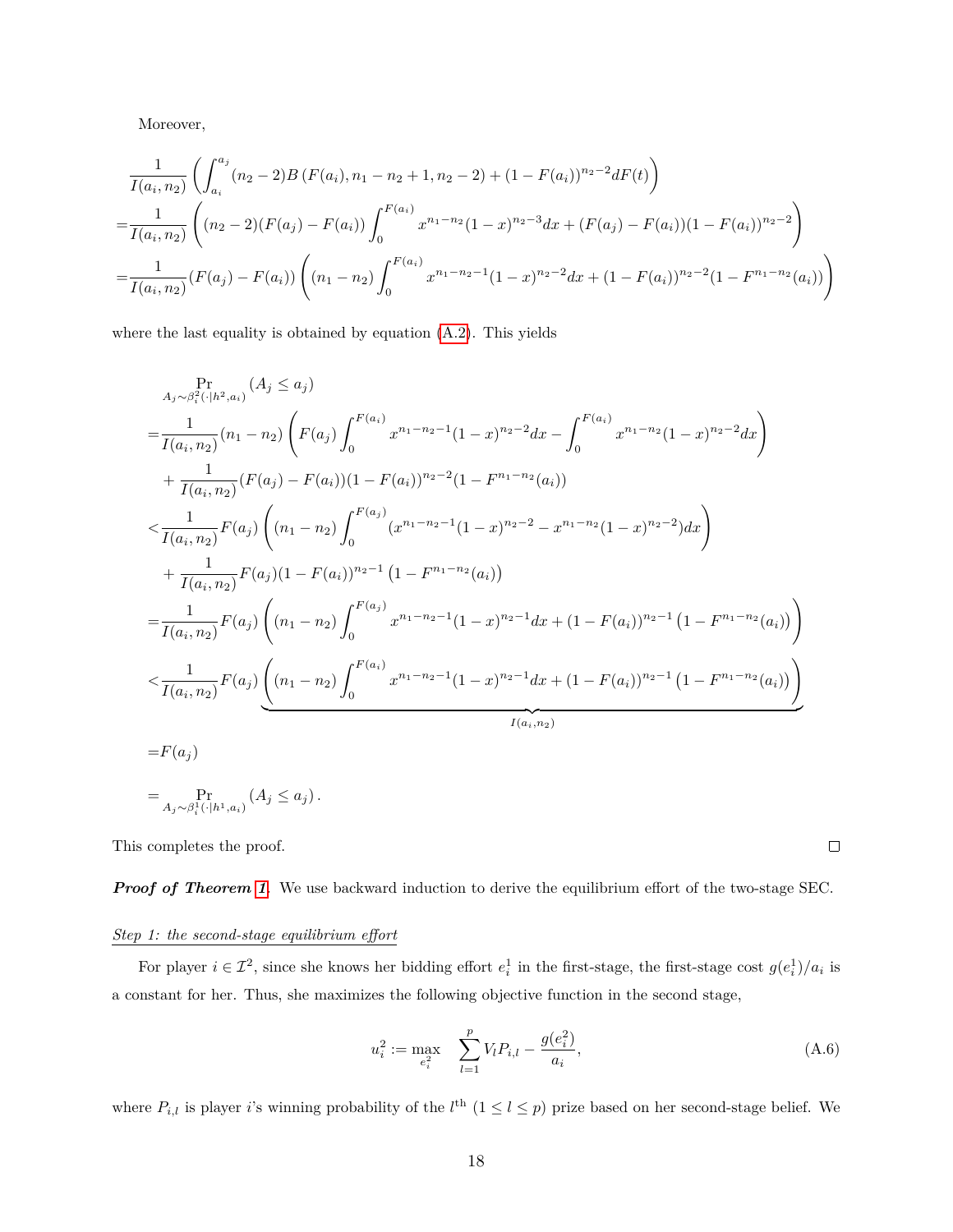Moreover,

$$
\begin{aligned}
&\frac{1}{I(a_i,n_2)}\left(\int_{a_i}^{a_j}(n_2-2)B\left(F(a_i),n_1-n_2+1,n_2-2\right)+(1-F(a_i))^{n_2-2}dF(t)\right)\\
=&\frac{1}{I(a_i,n_2)}\left((n_2-2)(F(a_j)-F(a_i))\int_0^{F(a_i)}x^{n_1-n_2}(1-x)^{n_2-3}dx+(F(a_j)-F(a_i))(1-F(a_i))^{n_2-2}\right)\\
=&\frac{1}{I(a_i,n_2)}(F(a_j)-F(a_i))\left((n_1-n_2)\int_0^{F(a_i)}x^{n_1-n_2-1}(1-x)^{n_2-2}dx+(1-F(a_i))^{n_2-2}(1-F^{n_1-n_2}(a_i))\right)
\end{aligned}
$$

where the last equality is obtained by equation (A.2). This yields

$$
\begin{aligned}
&\Pr_{A_j\sim\beta_i^2(\cdot|h^2,a_i)}\left(A_j\leq a_j\right)\\
=&\frac{1}{I(a_i,n_2)}(n_1-n_2)\left(F(a_j)\int_0^{F(a_i)}x^{n_1-n_2-1}(1-x)^{n_2-2}dx-\int_0^{F(a_i)}x^{n_1-n_2}(1-x)^{n_2-2}dx\right)\\
&+\frac{1}{I(a_i,n_2)}(F(a_j)-F(a_i))(1-F(a_i))^{n_2-2}(1-F^{n_1-n_2}(a_i))\\
<&\frac{1}{I(a_i,n_2)}F(a_j)\left((n_1-n_2)\int_0^{F(a_j)}(x^{n_1-n_2-1}(1-x)^{n_2-2}-x^{n_1-n_2}(1-x)^{n_2-2})dx\right)\\
&+\frac{1}{I(a_i,n_2)}F(a_j)(1-F(a_i))^{n_2-1}\left(1-F^{n_1-n_2}(a_i)\right)\\
=&\frac{1}{I(a_i,n_2)}F(a_j)\left((n_1-n_2)\int_0^{F(a_j)}x^{n_1-n_2-1}(1-x)^{n_2-1}dx+(1-F(a_i))^{n_2-1}\left(1-F^{n_1-n_2}(a_i)\right)\right)\\
<&\frac{1}{I(a_i,n_2)}F(a_j)\underbrace{\left((n_1-n_2)\int_0^{F(a_i)}x^{n_1-n_2-1}(1-x)^{n_2-1}dx+(1-F(a_i))^{n_2-1}\left(1-F^{n_1-n_2}(a_i)\right)\right)}_{I(a_i,n_2)}\\
=&F(a_j)\\
=&\Pr_{A_j\sim\beta_i^1(\cdot|h^1,a_i)}\left(A_j\leq a_j\right).
\end{aligned}
$$

This completes the proof. □

***Proof of Theorem 1.*** We use backward induction to derive the equilibrium effort of the two-stage SEC.

<u>*Step 1: the second-stage equilibrium effort*</u>

For player $i\in\mathcal{I}^2$, since she knows her bidding effort $e_i^1$ in the first-stage, the first-stage cost $g(e_i^1)/a_i$ is a constant for her. Thus, she maximizes the following objective function in the second stage,

$$
u_i^2:=\max_{e_i^2}\quad\sum_{l=1}^{p}V_lP_{i,l}-\frac{g(e_i^2)}{a_i},\tag{A.6}
$$

where $P_{i,l}$ is player $i$'s winning probability of the $l^{\text{th}}$ $(1\leq l\leq p)$ prize based on her second-stage belief. We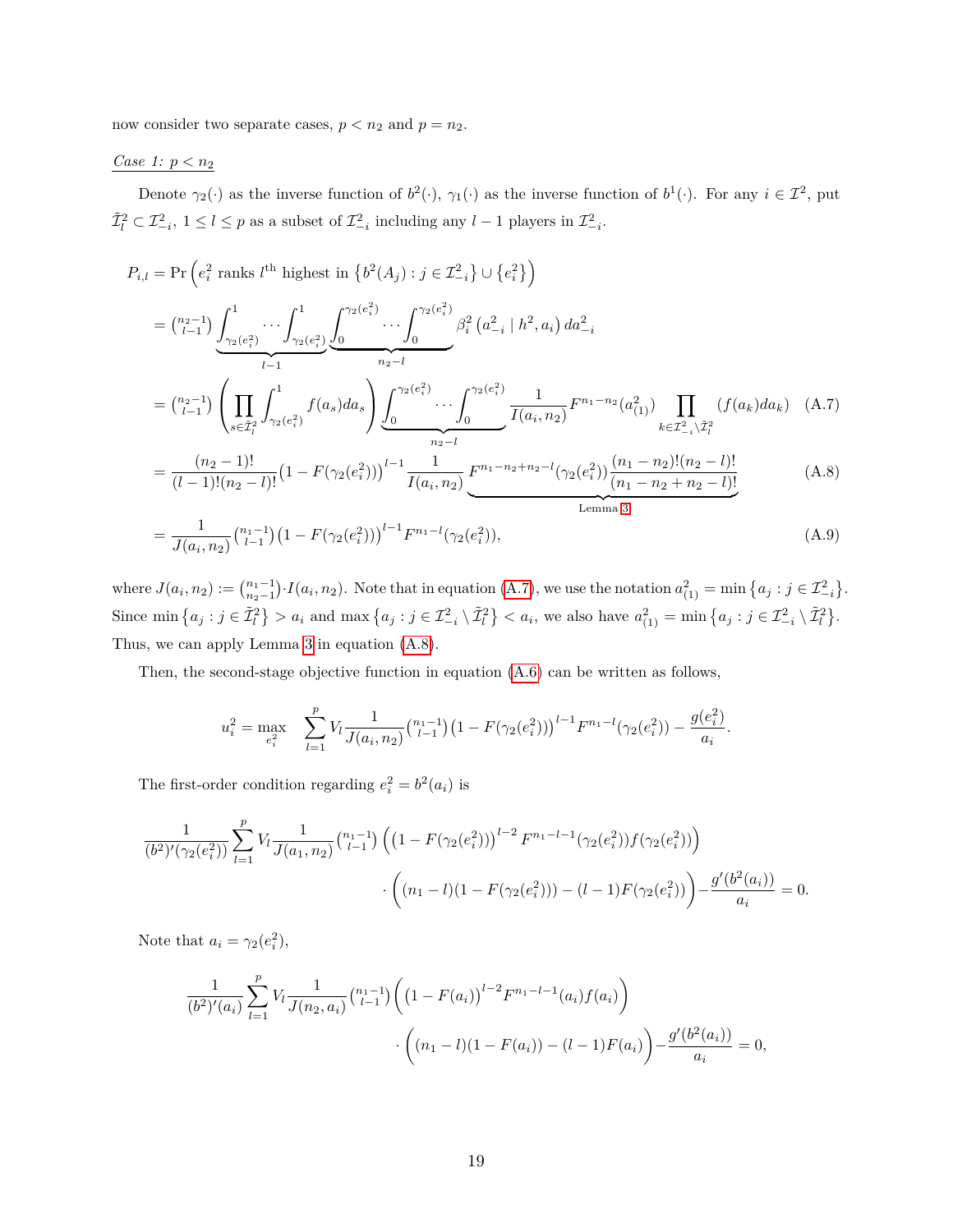now consider two separate cases, $p < n_2$ and $p = n_2$.

*Case 1: $p < n_2$*

Denote $\gamma_2(\cdot)$ as the inverse function of $b^2(\cdot)$, $\gamma_1(\cdot)$ as the inverse function of $b^1(\cdot)$. For any $i \in \mathcal{I}^2$, put $\tilde{\mathcal{I}}_l^2 \subset \mathcal{I}_{-i}^2$, $1 \le l \le p$ as a subset of $\mathcal{I}_{-i}^2$ including any $l-1$ players in $\mathcal{I}_{-i}^2$.

$$
\begin{aligned}
P_{i,l} &= \Pr\left(e_i^2 \text{ ranks } l^{\text{th}} \text{ highest in } \left\{b^2(A_j) : j \in \mathcal{I}_{-i}^2\right\} \cup \left\{e_i^2\right\}\right) \\
&= \binom{n_2-1}{l-1} \underbrace{\int_{\gamma_2(e_i^2)}^1 \cdots \int_{\gamma_2(e_i^2)}^1}_{l-1} \underbrace{\int_0^{\gamma_2(e_i^2)} \cdots \int_0^{\gamma_2(e_i^2)}}_{n_2-l} \beta_i^2\left(a_{-i}^2 \mid h^2, a_i\right) da_{-i}^2 \\
&= \binom{n_2-1}{l-1} \left(\prod_{s \in \tilde{\mathcal{I}}_l^2} \int_{\gamma_2(e_i^2)}^1 f(a_s) da_s\right) \underbrace{\int_0^{\gamma_2(e_i^2)} \cdots \int_0^{\gamma_2(e_i^2)}}_{n_2-l} \frac{1}{I(a_i, n_2)} F^{n_1-n_2}(a_{(1)}^2) \prod_{k \in \mathcal{I}_{-i}^2 \setminus \tilde{\mathcal{I}}_l^2} (f(a_k) da_k) \qquad \text{(A.7)} \\
&= \frac{(n_2-1)!}{(l-1)!(n_2-l)!} \left(1 - F(\gamma_2(e_i^2))\right)^{l-1} \frac{1}{I(a_i, n_2)} \underbrace{F^{n_1-n_2+n_2-l}(\gamma_2(e_i^2)) \frac{(n_1-n_2)!(n_2-l)!}{(n_1-n_2+n_2-l)!}}_{\text{Lemma 3}} \qquad \text{(A.8)} \\
&= \frac{1}{J(a_i, n_2)} \binom{n_1-1}{l-1} \left(1 - F(\gamma_2(e_i^2))\right)^{l-1} F^{n_1-l}(\gamma_2(e_i^2)), \qquad \text{(A.9)}
\end{aligned}
$$

where $J(a_i, n_2) := \binom{n_1-1}{n_2-1} \cdot I(a_i, n_2)$. Note that in equation (A.7), we use the notation $a_{(1)}^2 = \min\left\{a_j : j \in \mathcal{I}_{-i}^2\right\}$. Since $\min\left\{a_j : j \in \tilde{\mathcal{I}}_l^2\right\} > a_i$ and $\max\left\{a_j : j \in \mathcal{I}_{-i}^2 \setminus \tilde{\mathcal{I}}_l^2\right\} < a_i$, we also have $a_{(1)}^2 = \min\left\{a_j : j \in \mathcal{I}_{-i}^2 \setminus \tilde{\mathcal{I}}_l^2\right\}$. Thus, we can apply Lemma 3 in equation (A.8).

Then, the second-stage objective function in equation (A.6) can be written as follows,

$$
u_i^2 = \max_{e_i^2} \quad \sum_{l=1}^p V_l \frac{1}{J(a_i, n_2)} \binom{n_1-1}{l-1} \left(1 - F(\gamma_2(e_i^2))\right)^{l-1} F^{n_1-l}(\gamma_2(e_i^2)) - \frac{g(e_i^2)}{a_i}.
$$

The first-order condition regarding $e_i^2 = b^2(a_i)$ is

$$
\begin{aligned}
\frac{1}{(b^2)'(\gamma_2(e_i^2))} \sum_{l=1}^p V_l \frac{1}{J(a_1, n_2)} \binom{n_1-1}{l-1} &\left(\left(1 - F(\gamma_2(e_i^2))\right)^{l-2} F^{n_1-l-1}(\gamma_2(e_i^2)) f(\gamma_2(e_i^2))\right) \\
&\cdot \left((n_1-l)(1 - F(\gamma_2(e_i^2))) - (l-1)F(\gamma_2(e_i^2))\right) - \frac{g'(b^2(a_i))}{a_i} = 0.
\end{aligned}
$$

Note that $a_i = \gamma_2(e_i^2)$,

$$
\begin{aligned}
\frac{1}{(b^2)'(a_i)} \sum_{l=1}^p V_l \frac{1}{J(n_2, a_i)} \binom{n_1-1}{l-1} &\left(\left(1 - F(a_i)\right)^{l-2} F^{n_1-l-1}(a_i) f(a_i)\right) \\
&\cdot \left((n_1-l)(1 - F(a_i)) - (l-1)F(a_i)\right) - \frac{g'(b^2(a_i))}{a_i} = 0,
\end{aligned}
$$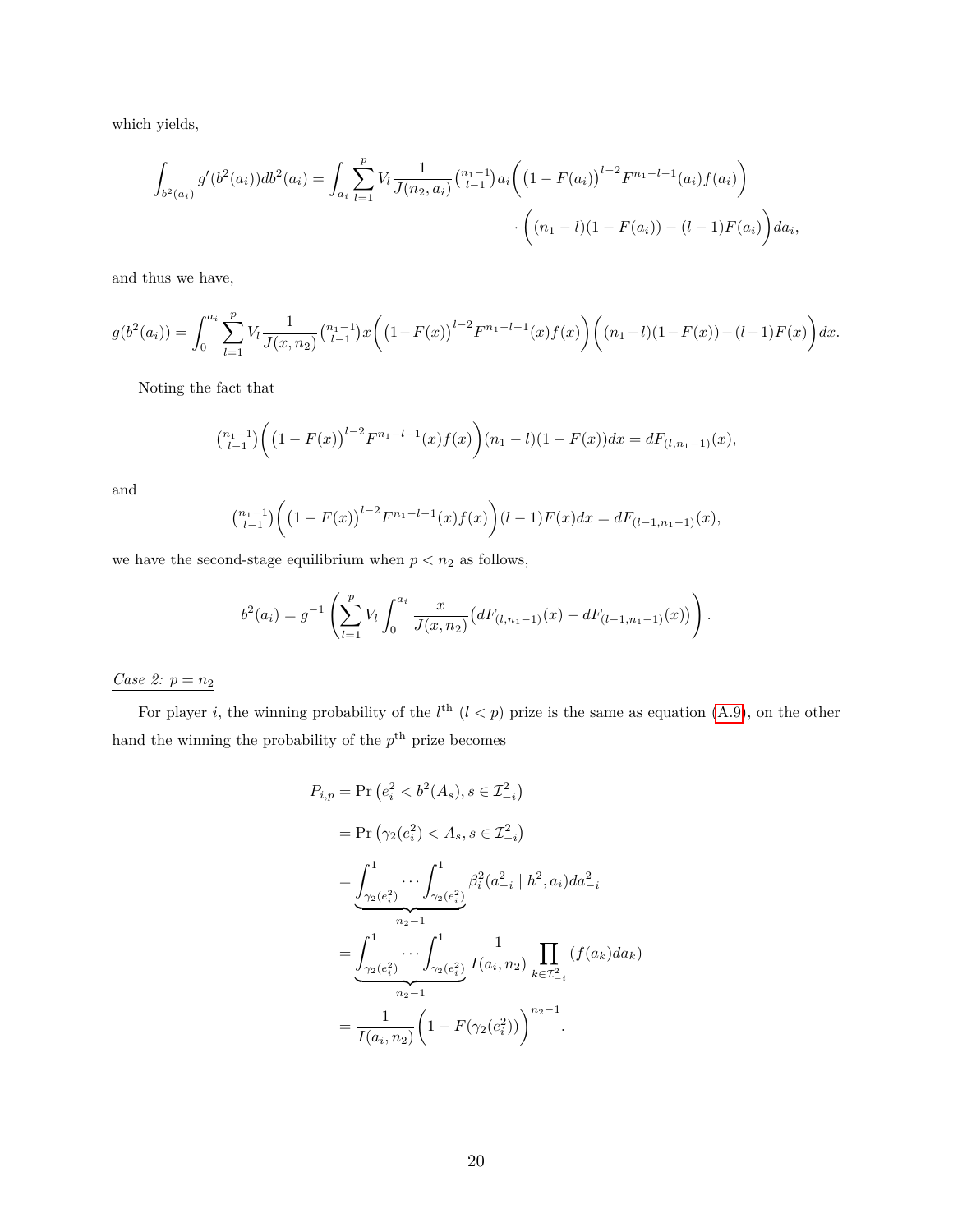which yields,

$$\int_{b^2(a_i)} g'(b^2(a_i))db^2(a_i) = \int_{a_i} \sum_{l=1}^{p} V_l \frac{1}{J(n_2, a_i)} \binom{n_1-1}{l-1} a_i \bigg( \big(1 - F(a_i)\big)^{l-2} F^{n_1-l-1}(a_i) f(a_i) \bigg) \cdot \bigg( (n_1 - l)(1 - F(a_i)) - (l-1)F(a_i) \bigg) da_i,$$

and thus we have,

$$g(b^2(a_i)) = \int_0^{a_i} \sum_{l=1}^{p} V_l \frac{1}{J(x, n_2)} \binom{n_1-1}{l-1} x \bigg( \big(1-F(x)\big)^{l-2} F^{n_1-l-1}(x) f(x) \bigg) \bigg( (n_1-l)(1-F(x)) - (l-1)F(x) \bigg) dx.$$

Noting the fact that

$$\binom{n_1-1}{l-1} \bigg( \big(1 - F(x)\big)^{l-2} F^{n_1-l-1}(x) f(x) \bigg) (n_1 - l)(1 - F(x))dx = dF_{(l,n_1-1)}(x),$$

and

$$\binom{n_1-1}{l-1} \bigg( \big(1 - F(x)\big)^{l-2} F^{n_1-l-1}(x) f(x) \bigg) (l - 1)F(x)dx = dF_{(l-1,n_1-1)}(x),$$

we have the second-stage equilibrium when $p < n_2$ as follows,

$$b^2(a_i) = g^{-1} \left( \sum_{l=1}^{p} V_l \int_0^{a_i} \frac{x}{J(x, n_2)} \big( dF_{(l,n_1-1)}(x) - dF_{(l-1,n_1-1)}(x) \big) \right).$$

<u>*Case 2: $p = n_2$*</u>

For player $i$, the winning probability of the $l^{\text{th}}$ ($l < p$) prize is the same as equation (A.9), on the other hand the winning the probability of the $p^{\text{th}}$ prize becomes

$$\begin{aligned}
P_{i,p} &= \Pr\left(e_i^2 < b^2(A_s), s \in \mathcal{I}_{-i}^2\right) \\
&= \Pr\left(\gamma_2(e_i^2) < A_s, s \in \mathcal{I}_{-i}^2\right) \\
&= \underbrace{\int_{\gamma_2(e_i^2)}^1 \cdots \int_{\gamma_2(e_i^2)}^1}_{n_2-1} \beta_i^2(a_{-i}^2 \mid h^2, a_i) da_{-i}^2 \\
&= \underbrace{\int_{\gamma_2(e_i^2)}^1 \cdots \int_{\gamma_2(e_i^2)}^1}_{n_2-1} \frac{1}{I(a_i, n_2)} \prod_{k \in \mathcal{I}_{-i}^2} (f(a_k)da_k) \\
&= \frac{1}{I(a_i, n_2)} \bigg( 1 - F(\gamma_2(e_i^2)) \bigg)^{n_2-1}.
\end{aligned}$$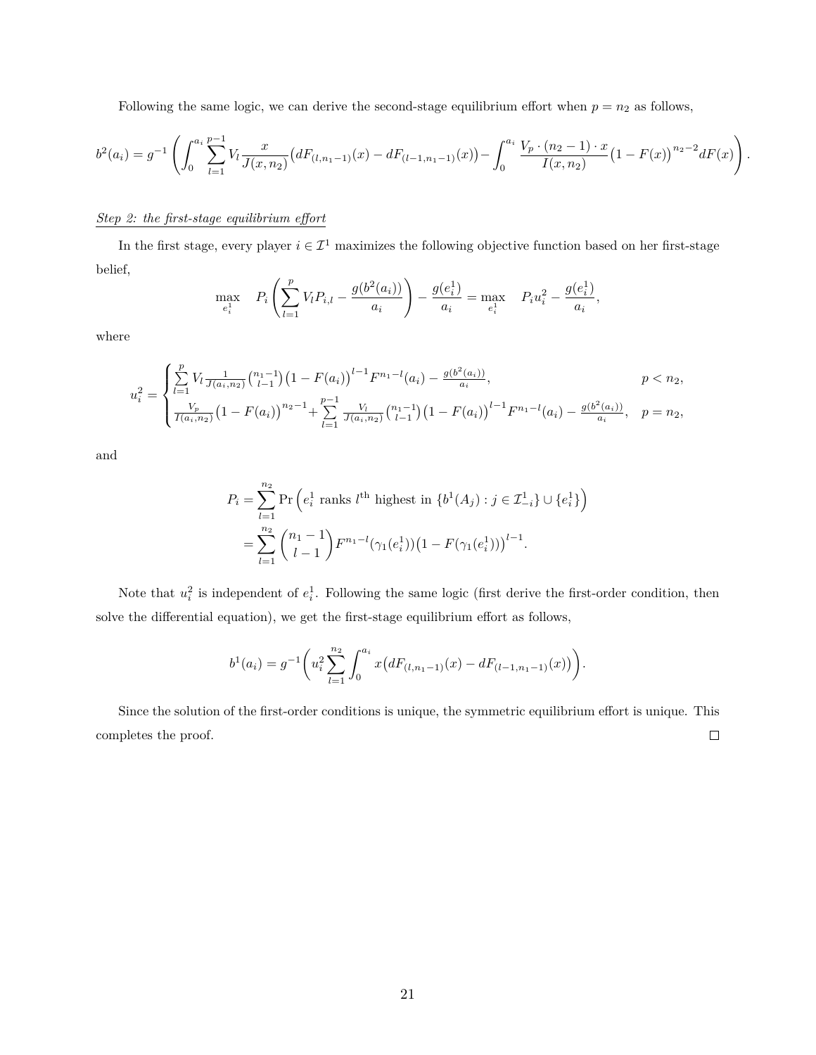Following the same logic, we can derive the second-stage equilibrium effort when $p = n_2$ as follows,

$$b^2(a_i) = g^{-1}\left(\int_0^{a_i}\sum_{l=1}^{p-1} V_l \frac{x}{J(x,n_2)}\big(dF_{(l,n_1-1)}(x) - dF_{(l-1,n_1-1)}(x)\big) - \int_0^{a_i}\frac{V_p\cdot(n_2-1)\cdot x}{I(x,n_2)}\big(1-F(x)\big)^{n_2-2}dF(x)\right).$$

<u>*Step 2: the first-stage equilibrium effort*</u>

In the first stage, every player $i \in \mathcal{I}^1$ maximizes the following objective function based on her first-stage belief,

$$\max_{e_i^1} \quad P_i\left(\sum_{l=1}^{p} V_l P_{i,l} - \frac{g(b^2(a_i))}{a_i}\right) - \frac{g(e_i^1)}{a_i} = \max_{e_i^1} \quad P_i u_i^2 - \frac{g(e_i^1)}{a_i},$$

where

$$u_i^2 = \begin{cases} \sum\limits_{l=1}^{p} V_l \frac{1}{J(a_i,n_2)}\binom{n_1-1}{l-1}\big(1-F(a_i)\big)^{l-1}F^{n_1-l}(a_i) - \frac{g(b^2(a_i))}{a_i}, & p < n_2, \\ \frac{V_p}{I(a_i,n_2)}\big(1-F(a_i)\big)^{n_2-1} + \sum\limits_{l=1}^{p-1}\frac{V_l}{J(a_i,n_2)}\binom{n_1-1}{l-1}\big(1-F(a_i)\big)^{l-1}F^{n_1-l}(a_i) - \frac{g(b^2(a_i))}{a_i}, & p = n_2, \end{cases}$$

and

$$\begin{aligned} P_i &= \sum_{l=1}^{n_2} \Pr\left(e_i^1 \text{ ranks } l^{\text{th}} \text{ highest in } \{b^1(A_j) : j \in \mathcal{I}_{-i}^1\} \cup \{e_i^1\}\right) \\ &= \sum_{l=1}^{n_2}\binom{n_1-1}{l-1}F^{n_1-l}(\gamma_1(e_i^1))\big(1-F(\gamma_1(e_i^1))\big)^{l-1}. \end{aligned}$$

Note that $u_i^2$ is independent of $e_i^1$. Following the same logic (first derive the first-order condition, then solve the differential equation), we get the first-stage equilibrium effort as follows,

$$b^1(a_i) = g^{-1}\bigg(u_i^2\sum_{l=1}^{n_2}\int_0^{a_i} x\big(dF_{(l,n_1-1)}(x) - dF_{(l-1,n_1-1)}(x)\big)\bigg).$$

Since the solution of the first-order conditions is unique, the symmetric equilibrium effort is unique. This completes the proof. □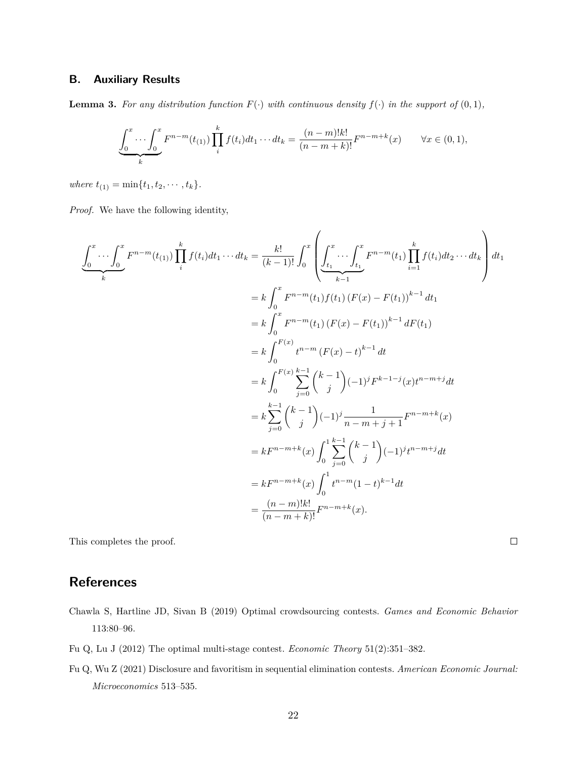## B. Auxiliary Results

**Lemma 3.** *For any distribution function $F(\cdot)$ with continuous density $f(\cdot)$ in the support of $(0,1)$,*

$$
\underbrace{\int_0^x \cdots \int_0^x}_{k} F^{n-m}(t_{(1)}) \prod_i^k f(t_i) dt_1 \cdots dt_k = \frac{(n-m)!k!}{(n-m+k)!} F^{n-m+k}(x) \qquad \forall x \in (0,1),
$$

*where $t_{(1)} = \min\{t_1, t_2, \cdots, t_k\}$.*

*Proof.* We have the following identity,

$$
\begin{aligned}
\underbrace{\int_0^x \cdots \int_0^x}_{k} F^{n-m}(t_{(1)}) \prod_i^k f(t_i) dt_1 \cdots dt_k &= \frac{k!}{(k-1)!} \int_0^x \left( \underbrace{\int_{t_1}^x \cdots \int_{t_1}^x}_{k-1} F^{n-m}(t_1) \prod_{i=1}^k f(t_i) dt_2 \cdots dt_k \right) dt_1 \\
&= k \int_0^x F^{n-m}(t_1) f(t_1) \left( F(x) - F(t_1) \right)^{k-1} dt_1 \\
&= k \int_0^x F^{n-m}(t_1) \left( F(x) - F(t_1) \right)^{k-1} dF(t_1) \\
&= k \int_0^{F(x)} t^{n-m} \left( F(x) - t \right)^{k-1} dt \\
&= k \int_0^{F(x)} \sum_{j=0}^{k-1} \binom{k-1}{j} (-1)^j F^{k-1-j}(x) t^{n-m+j} dt \\
&= k \sum_{j=0}^{k-1} \binom{k-1}{j} (-1)^j \frac{1}{n-m+j+1} F^{n-m+k}(x) \\
&= k F^{n-m+k}(x) \int_0^1 \sum_{j=0}^{k-1} \binom{k-1}{j} (-1)^j t^{n-m+j} dt \\
&= k F^{n-m+k}(x) \int_0^1 t^{n-m} (1-t)^{k-1} dt \\
&= \frac{(n-m)!k!}{(n-m+k)!} F^{n-m+k}(x).
\end{aligned}
$$

This completes the proof. □

# References

Chawla S, Hartline JD, Sivan B (2019) Optimal crowdsourcing contests. *Games and Economic Behavior* 113:80–96.

Fu Q, Lu J (2012) The optimal multi-stage contest. *Economic Theory* 51(2):351–382.

Fu Q, Wu Z (2021) Disclosure and favoritism in sequential elimination contests. *American Economic Journal: Microeconomics* 513–535.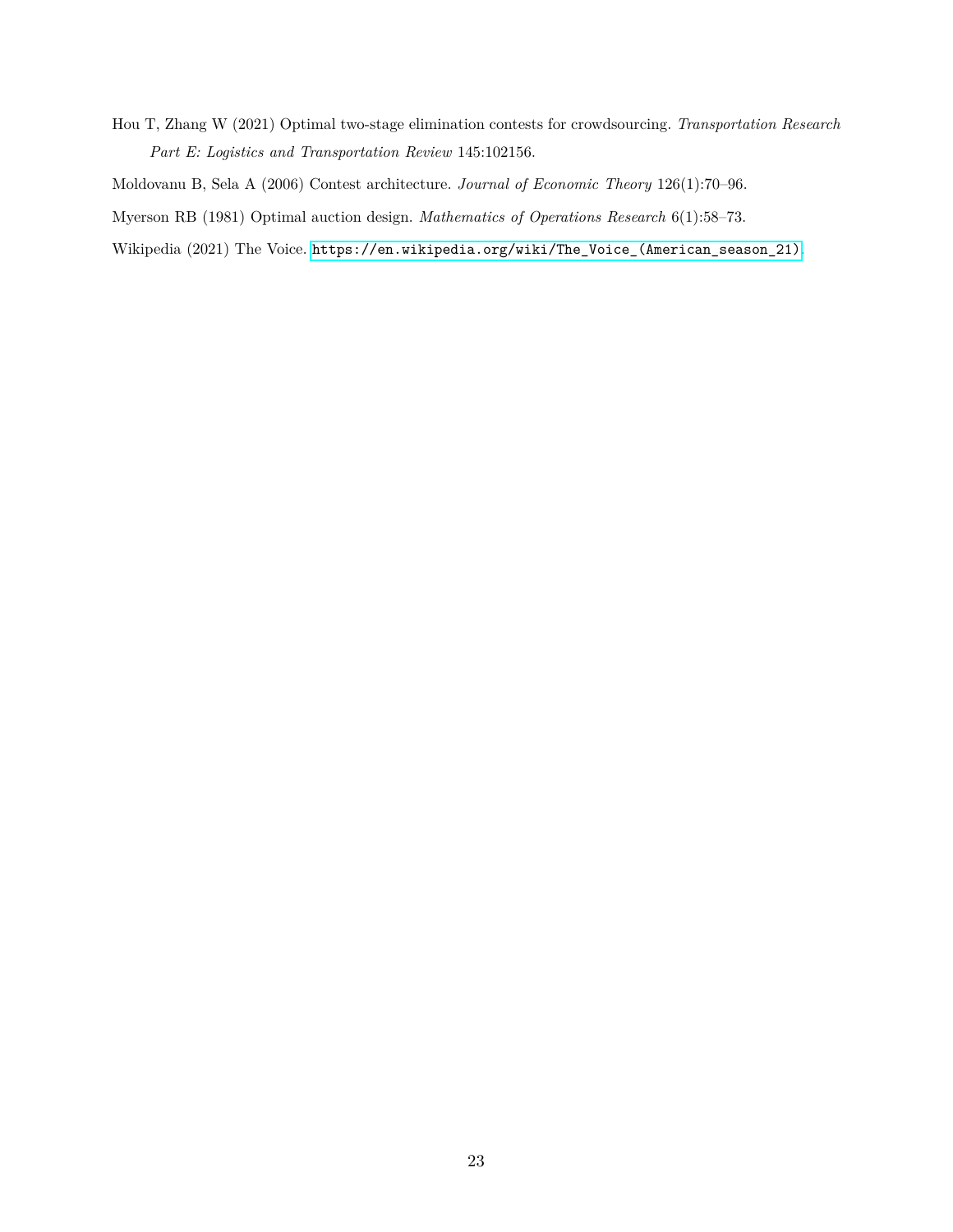Hou T, Zhang W (2021) Optimal two-stage elimination contests for crowdsourcing. *Transportation Research Part E: Logistics and Transportation Review* 145:102156.

Moldovanu B, Sela A (2006) Contest architecture. *Journal of Economic Theory* 126(1):70–96.

Myerson RB (1981) Optimal auction design. *Mathematics of Operations Research* 6(1):58–73.

Wikipedia (2021) The Voice. https://en.wikipedia.org/wiki/The_Voice_(American_season_21).